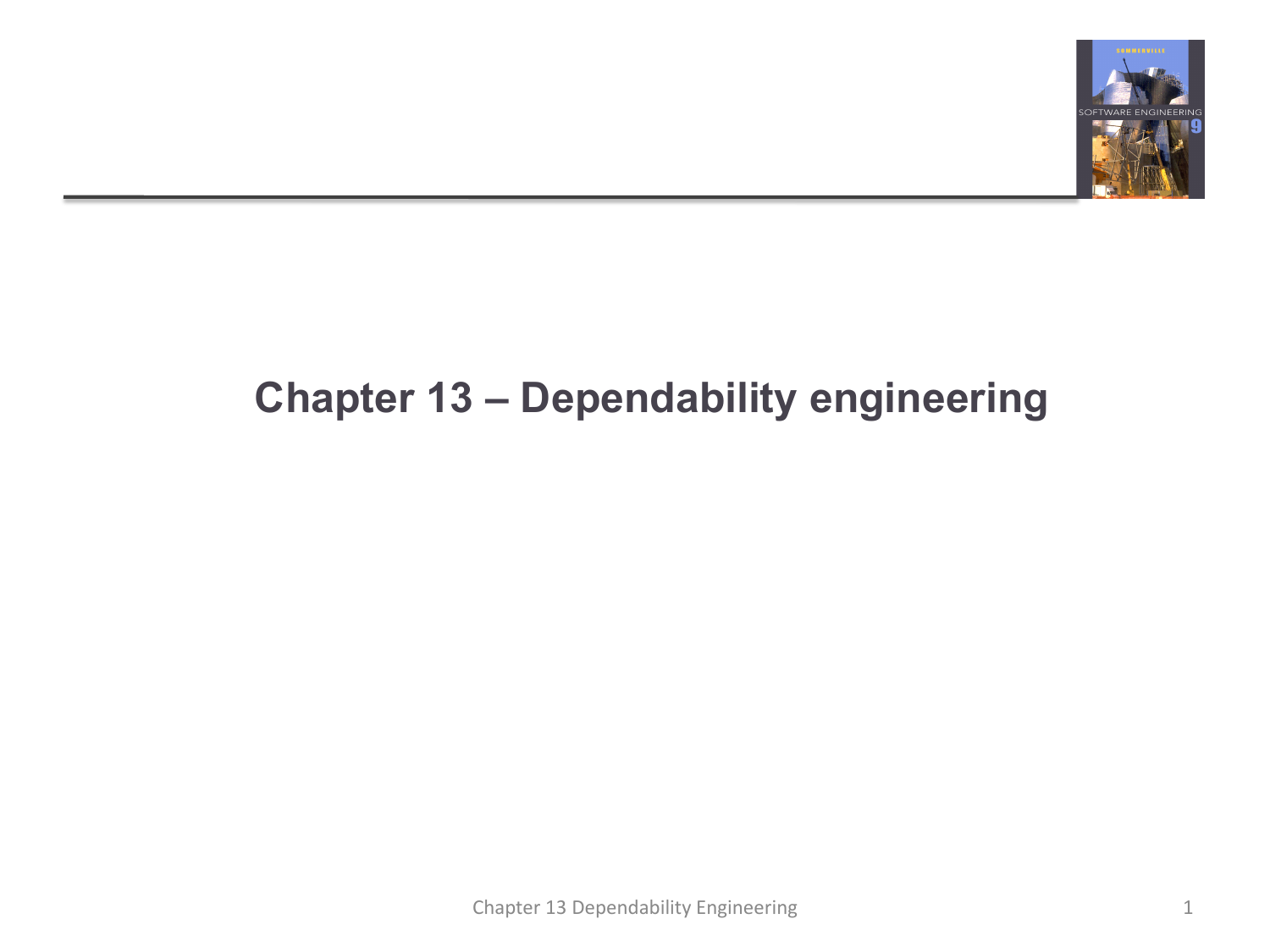# Chapter 13 – Dependability engineering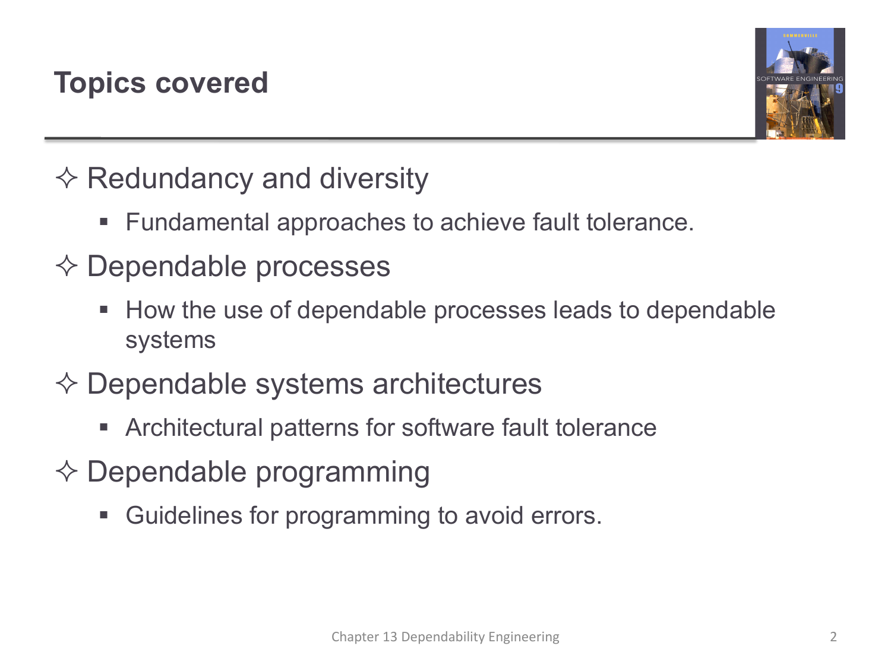## Topics covered

- Redundancy and diversity
  - Fundamental approaches to achieve fault tolerance.
- Dependable processes
  - How the use of dependable processes leads to dependable systems
- Dependable systems architectures
  - Architectural patterns for software fault tolerance
- Dependable programming
  - Guidelines for programming to avoid errors.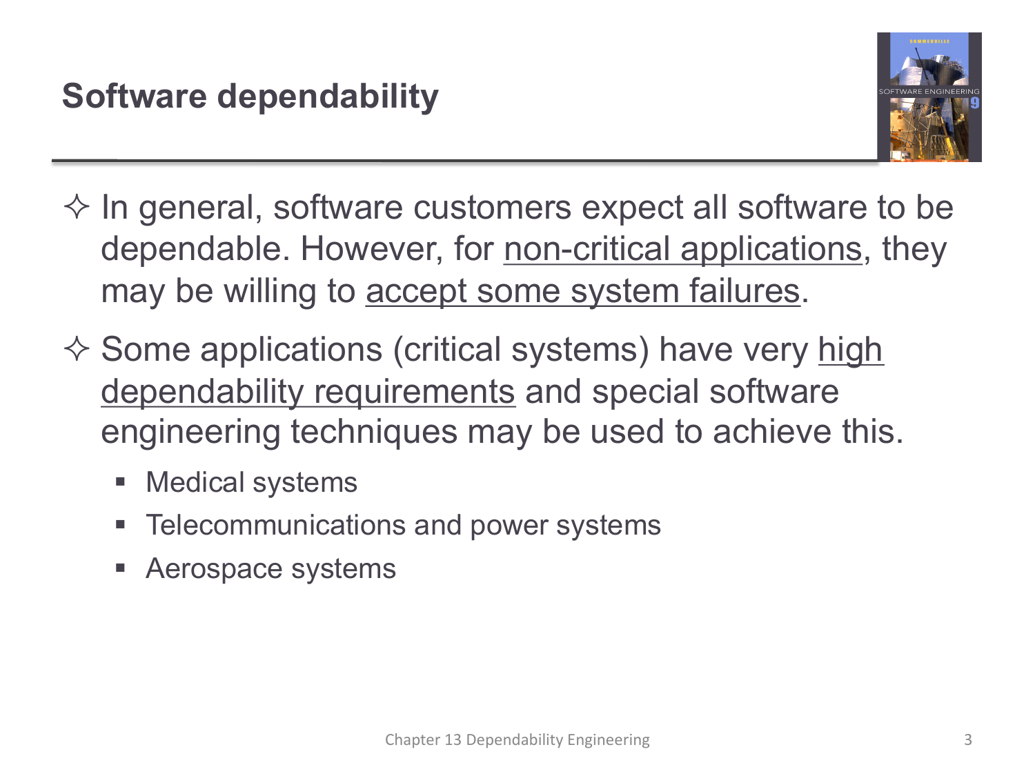## Software dependability

- In general, software customers expect all software to be dependable. However, for <u>non-critical applications</u>, they may be willing to <u>accept some system failures</u>.
- Some applications (critical systems) have very <u>high dependability requirements</u> and special software engineering techniques may be used to achieve this.
  - Medical systems
  - Telecommunications and power systems
  - Aerospace systems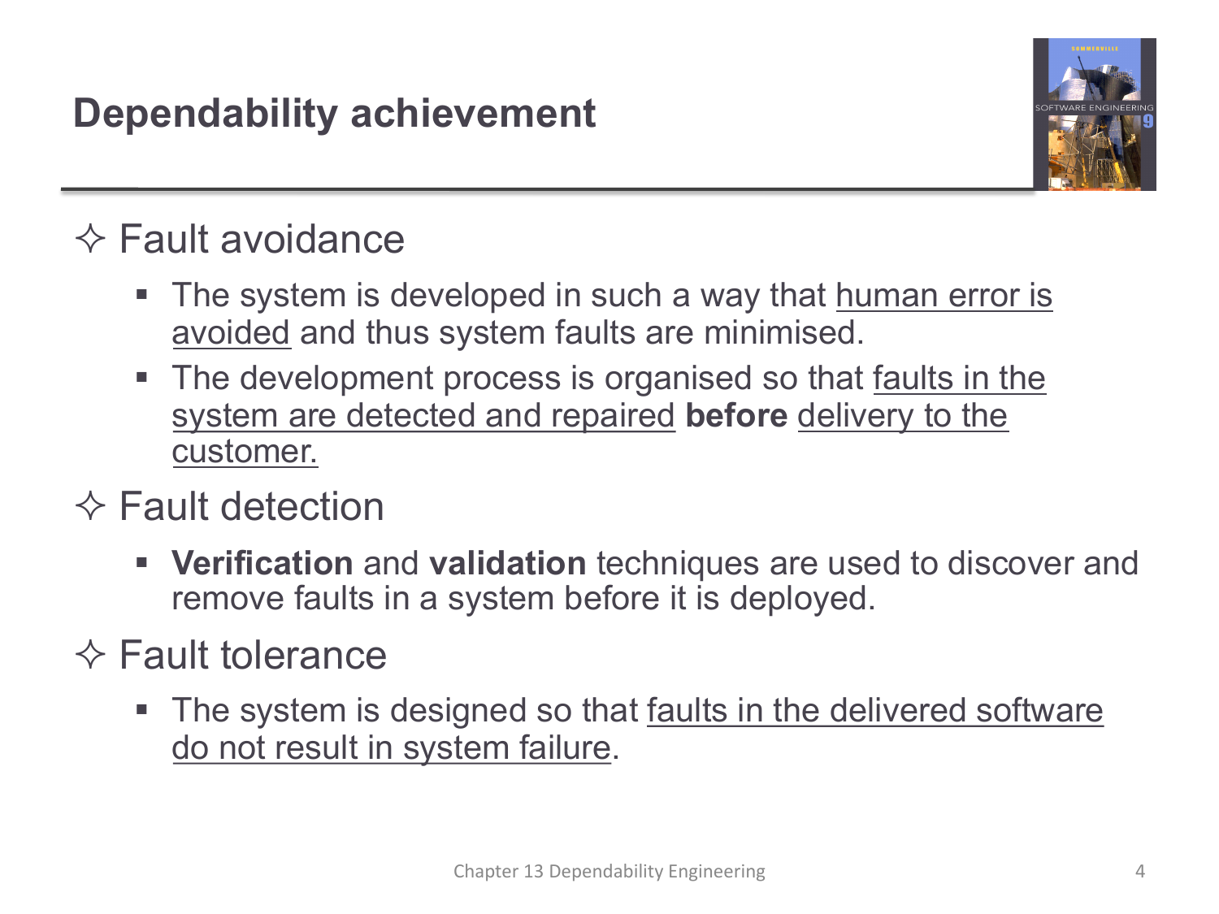# Dependability achievement

- Fault avoidance
  - The system is developed in such a way that human error is avoided and thus system faults are minimised.
  - The development process is organised so that faults in the system are detected and repaired **before** delivery to the customer.
- Fault detection
  - **Verification** and **validation** techniques are used to discover and remove faults in a system before it is deployed.
- Fault tolerance
  - The system is designed so that faults in the delivered software do not result in system failure.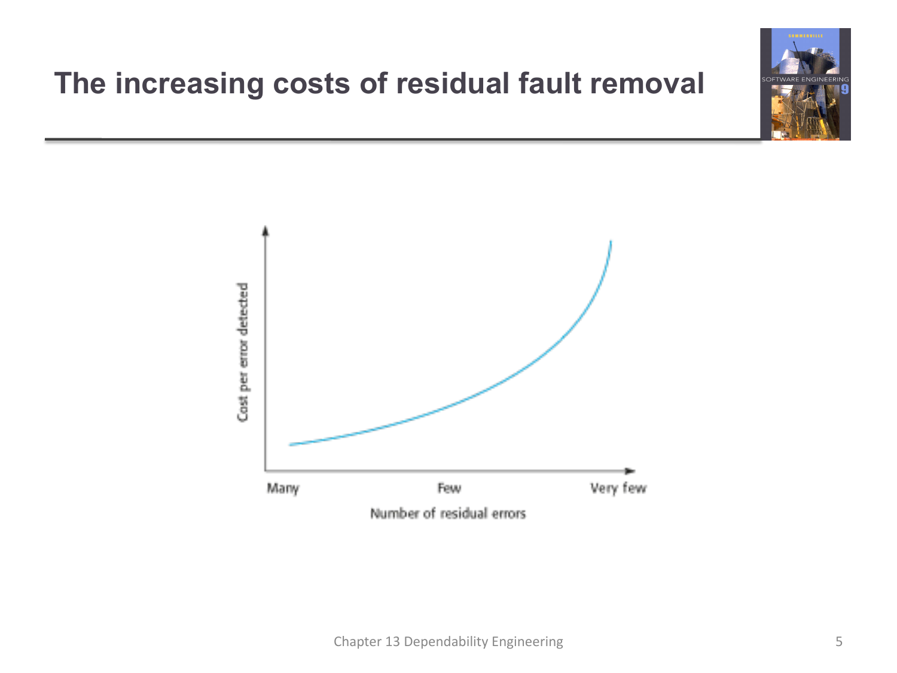# The increasing costs of residual fault removal

Cost per error detected

Many | Few | Very few

Number of residual errors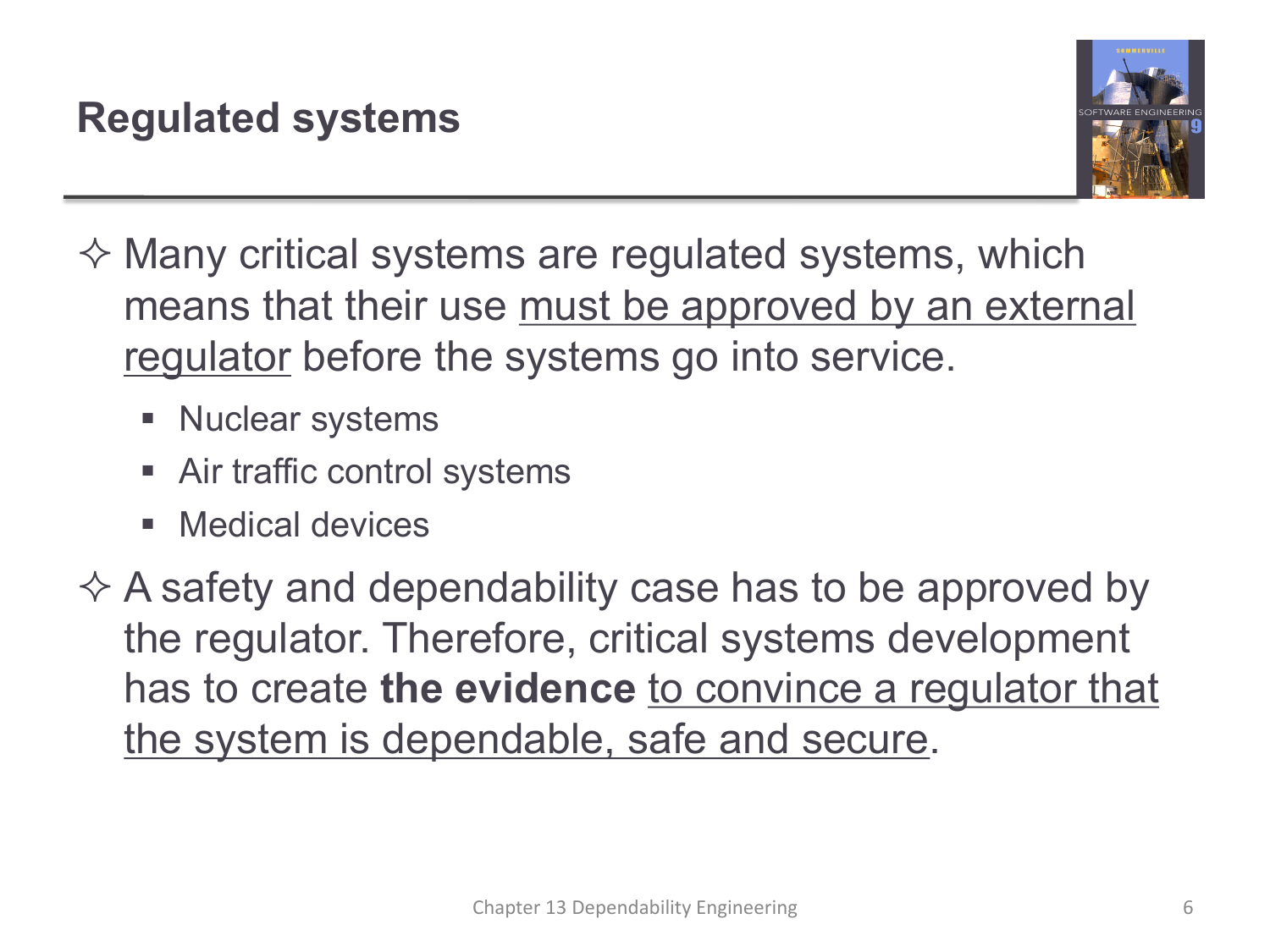# Regulated systems

- Many critical systems are regulated systems, which means that their use must be approved by an external regulator before the systems go into service.
  - Nuclear systems
  - Air traffic control systems
  - Medical devices
- A safety and dependability case has to be approved by the regulator. Therefore, critical systems development has to create **the evidence** to convince a regulator that the system is dependable, safe and secure.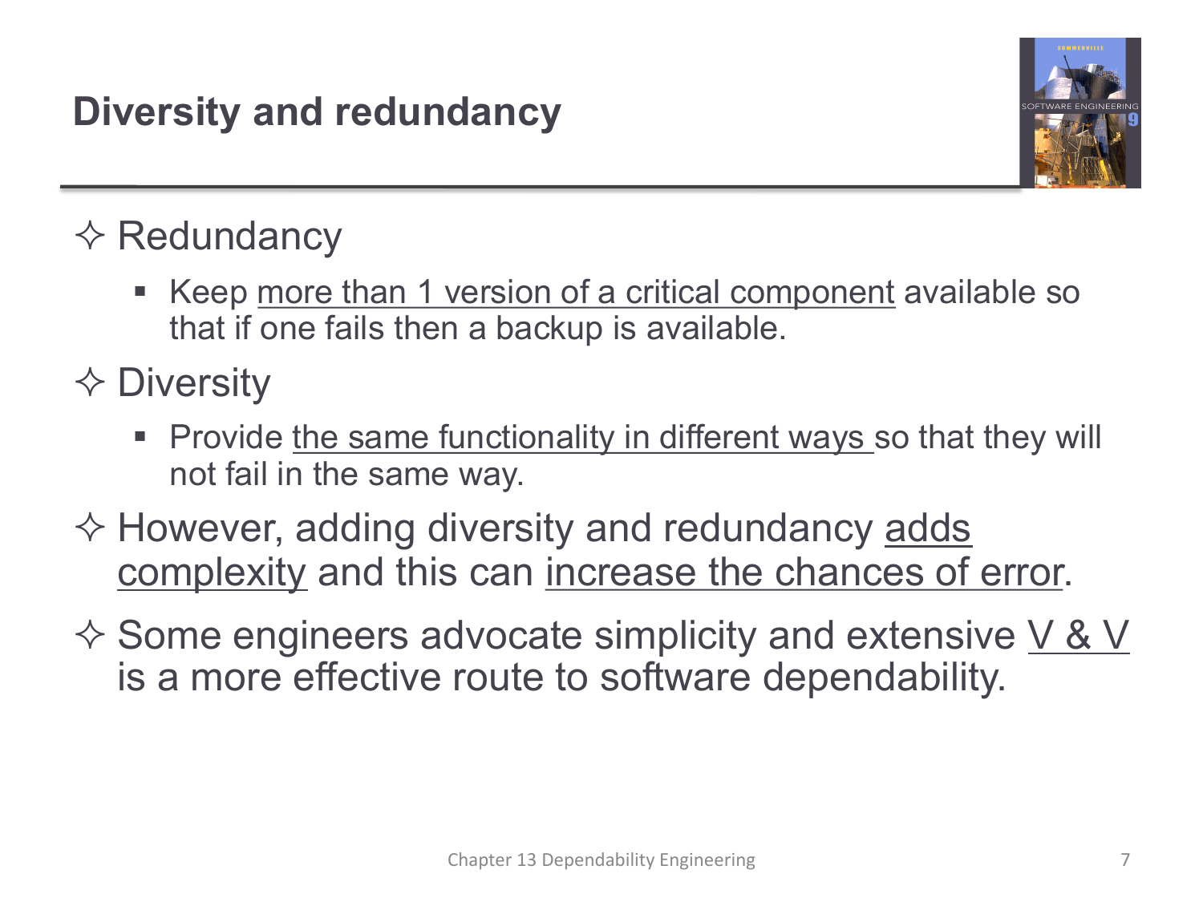# Diversity and redundancy

- Redundancy
  - Keep more than 1 version of a critical component available so that if one fails then a backup is available.
- Diversity
  - Provide the same functionality in different ways so that they will not fail in the same way.
- However, adding diversity and redundancy adds complexity and this can increase the chances of error.
- Some engineers advocate simplicity and extensive V & V is a more effective route to software dependability.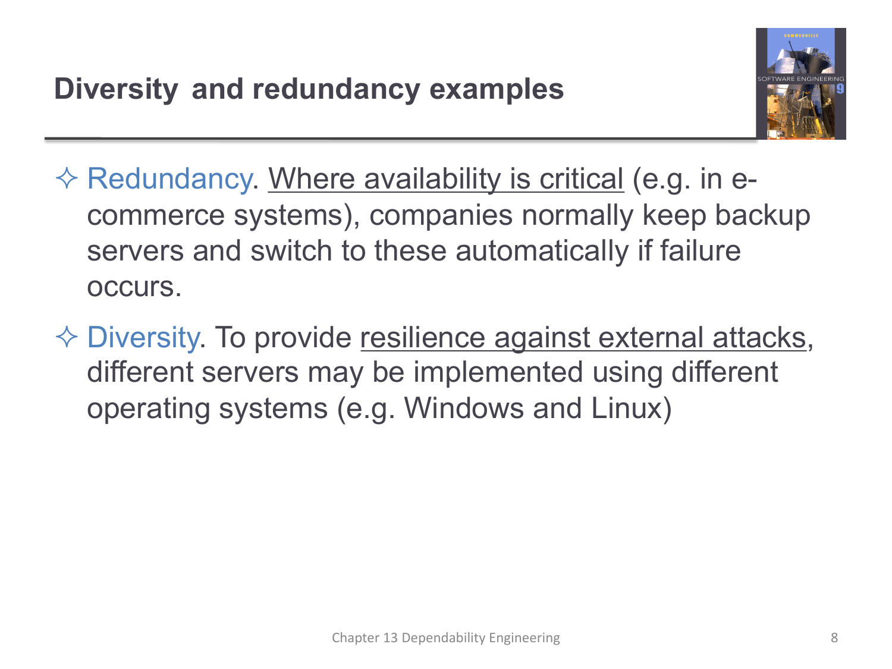## Diversity and redundancy examples

- Redundancy. Where availability is critical (e.g. in e-commerce systems), companies normally keep backup servers and switch to these automatically if failure occurs.
- Diversity. To provide resilience against external attacks, different servers may be implemented using different operating systems (e.g. Windows and Linux)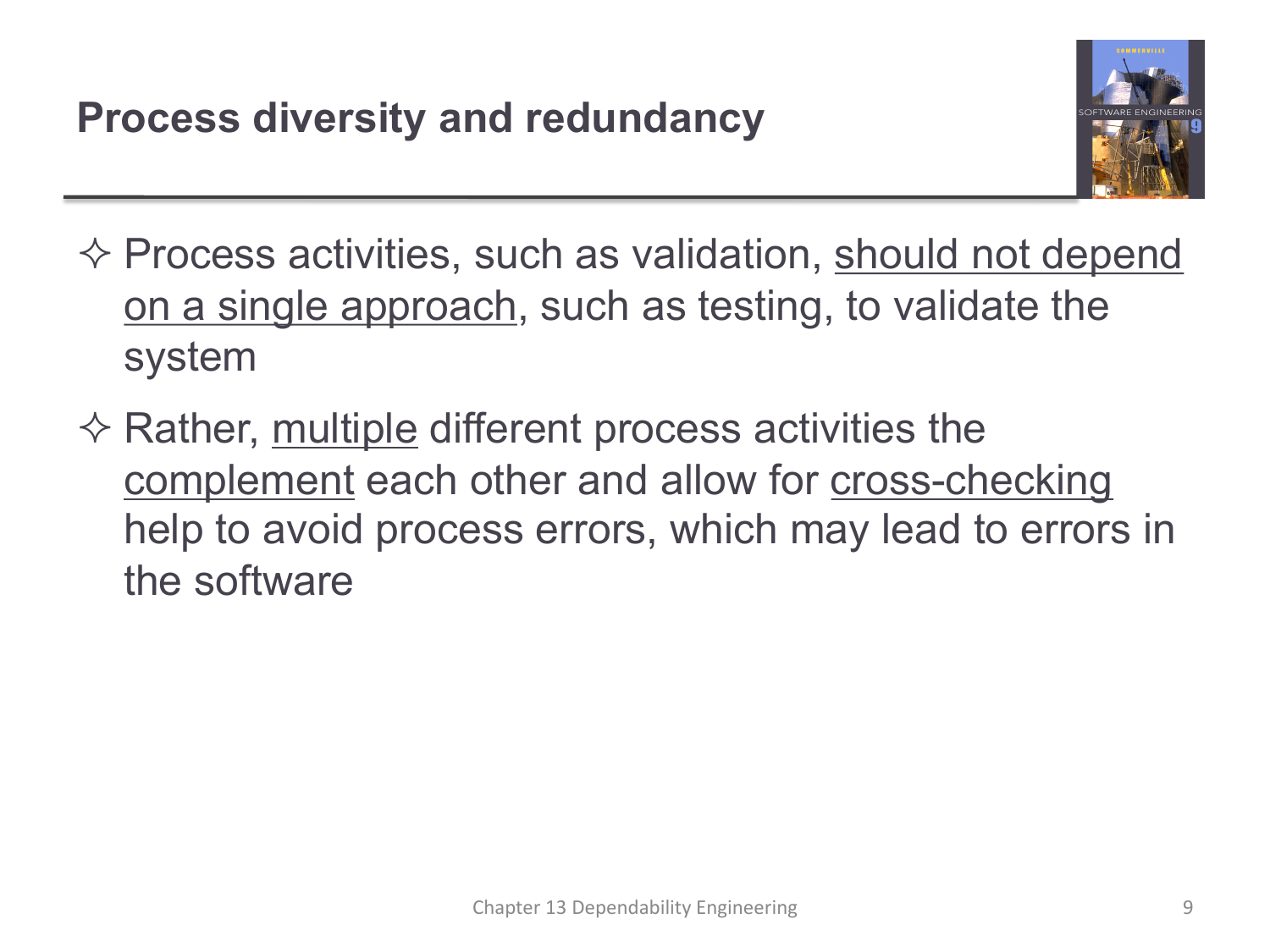# Process diversity and redundancy

- Process activities, such as validation, should not depend on a single approach, such as testing, to validate the system
- Rather, multiple different process activities the complement each other and allow for cross-checking help to avoid process errors, which may lead to errors in the software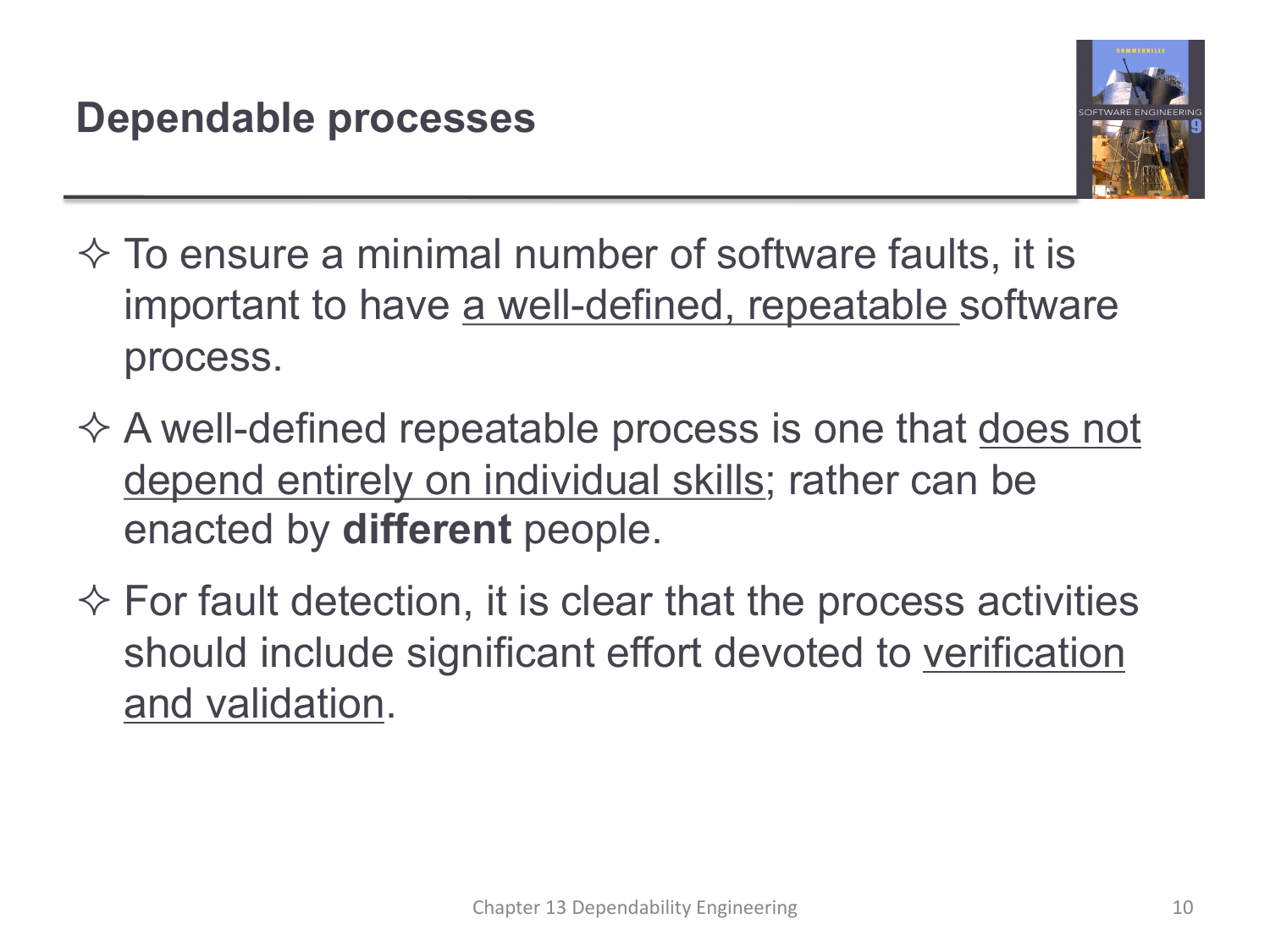# Dependable processes

- To ensure a minimal number of software faults, it is important to have <u>a well-defined, repeatable</u> software process.
- A well-defined repeatable process is one that <u>does not depend entirely on individual skills</u>; rather can be enacted by **different** people.
- For fault detection, it is clear that the process activities should include significant effort devoted to <u>verification and validation</u>.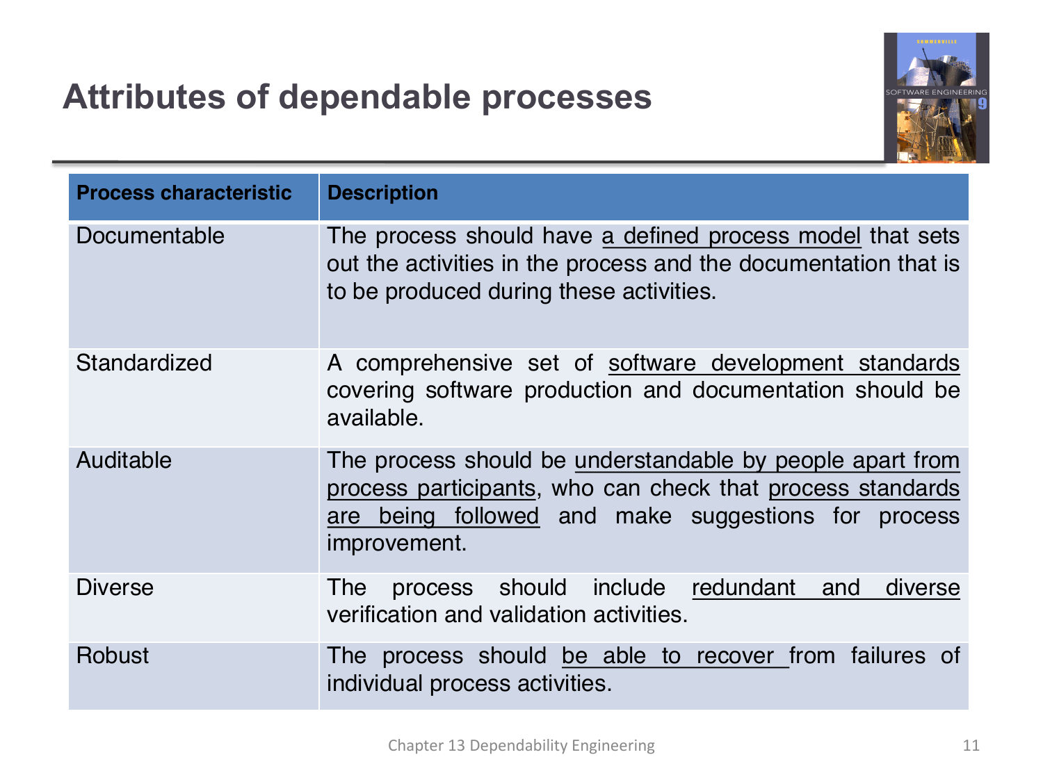# Attributes of dependable processes

| Process characteristic | Description |
| --- | --- |
| Documentable | The process should have a defined process model that sets out the activities in the process and the documentation that is to be produced during these activities. |
| Standardized | A comprehensive set of software development standards covering software production and documentation should be available. |
| Auditable | The process should be understandable by people apart from process participants, who can check that process standards are being followed and make suggestions for process improvement. |
| Diverse | The process should include redundant and diverse verification and validation activities. |
| Robust | The process should be able to recover from failures of individual process activities. |

Chapter 13 Dependability Engineering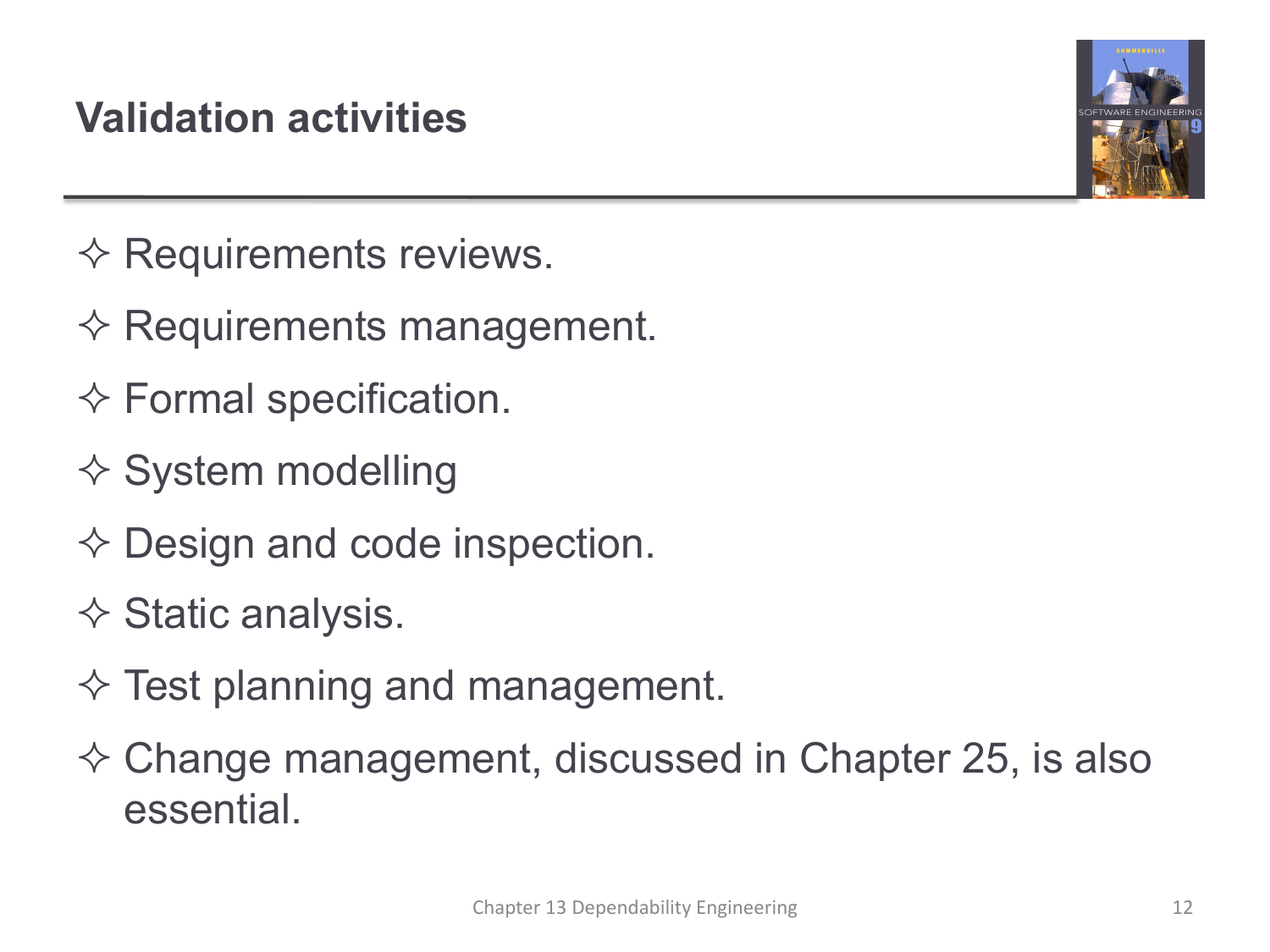# Validation activities

- Requirements reviews.
- Requirements management.
- Formal specification.
- System modelling
- Design and code inspection.
- Static analysis.
- Test planning and management.
- Change management, discussed in Chapter 25, is also essential.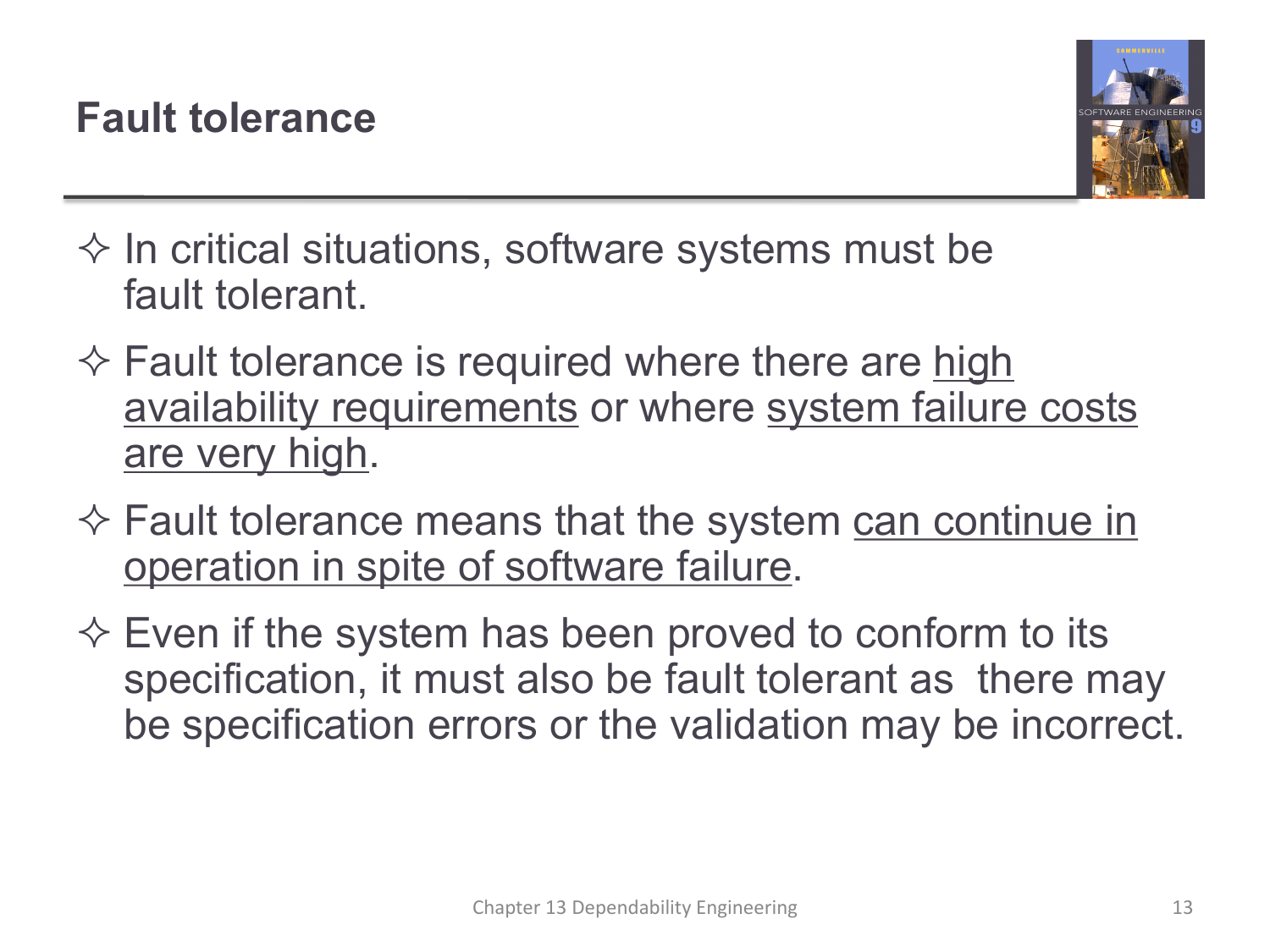# Fault tolerance

- In critical situations, software systems must be fault tolerant.
- Fault tolerance is required where there are high availability requirements or where system failure costs are very high.
- Fault tolerance means that the system can continue in operation in spite of software failure.
- Even if the system has been proved to conform to its specification, it must also be fault tolerant as there may be specification errors or the validation may be incorrect.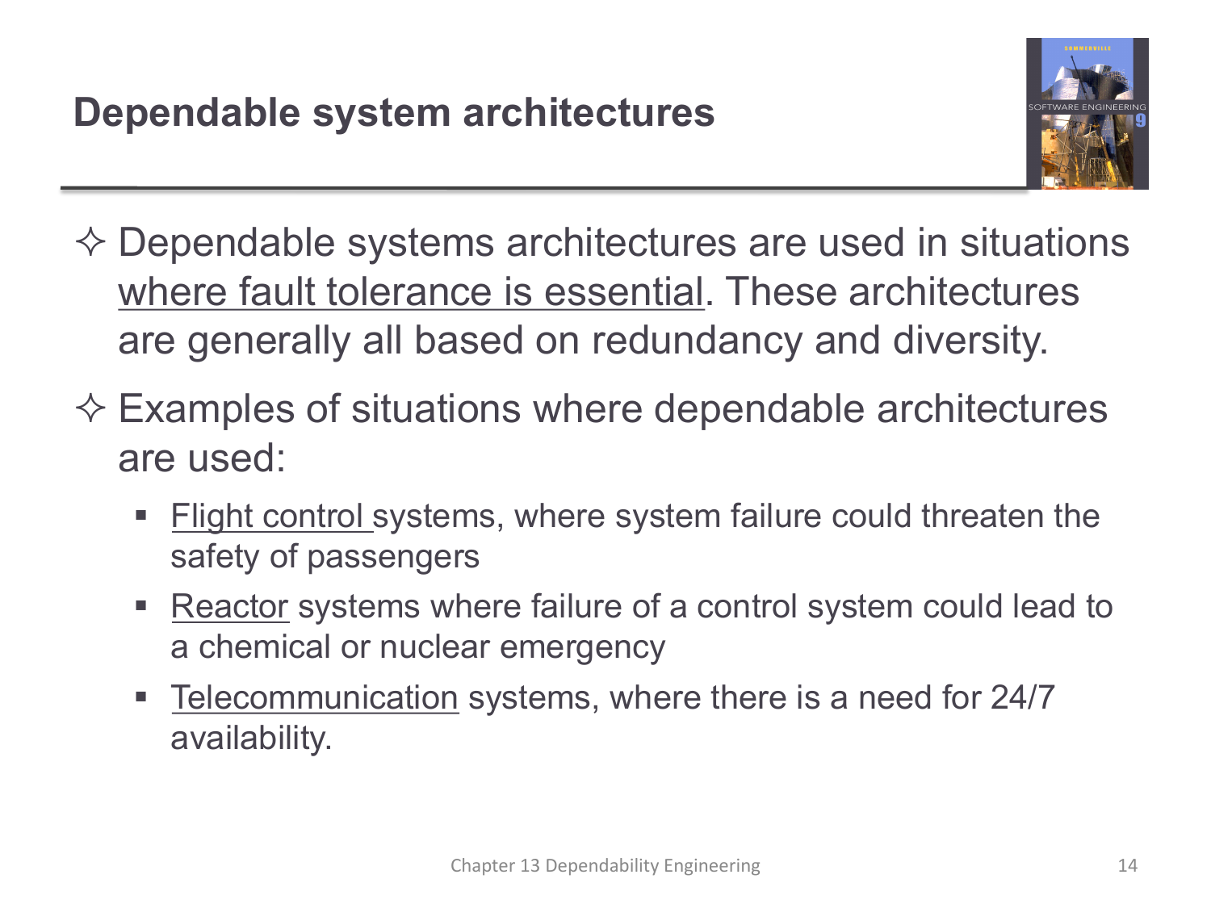# Dependable system architectures

- Dependable systems architectures are used in situations where fault tolerance is essential. These architectures are generally all based on redundancy and diversity.
- Examples of situations where dependable architectures are used:
  - Flight control systems, where system failure could threaten the safety of passengers
  - Reactor systems where failure of a control system could lead to a chemical or nuclear emergency
  - Telecommunication systems, where there is a need for 24/7 availability.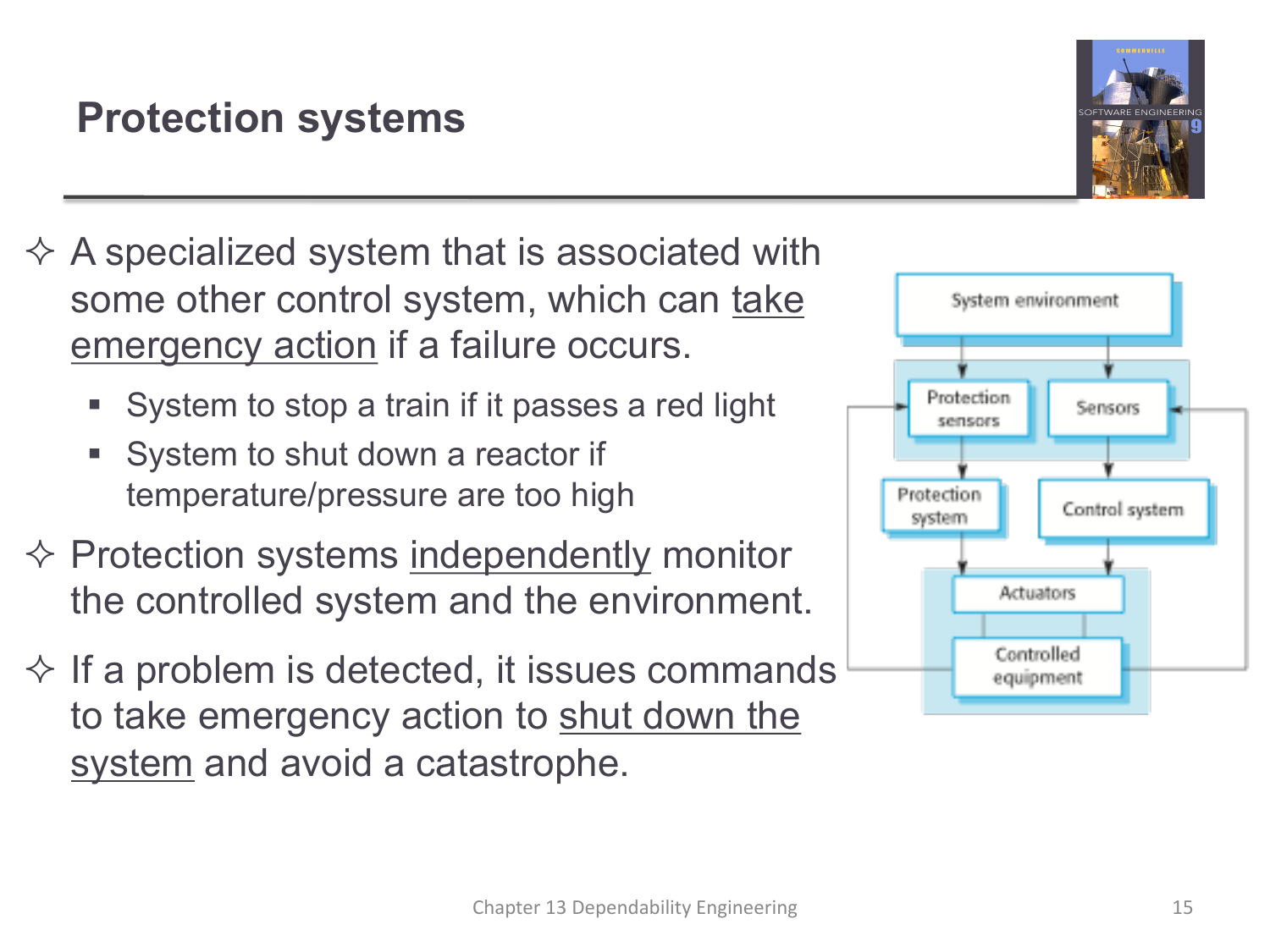# Protection systems

- A specialized system that is associated with some other control system, which can take emergency action if a failure occurs.
  - System to stop a train if it passes a red light
  - System to shut down a reactor if temperature/pressure are too high
- Protection systems independently monitor the controlled system and the environment.
- If a problem is detected, it issues commands to take emergency action to shut down the system and avoid a catastrophe.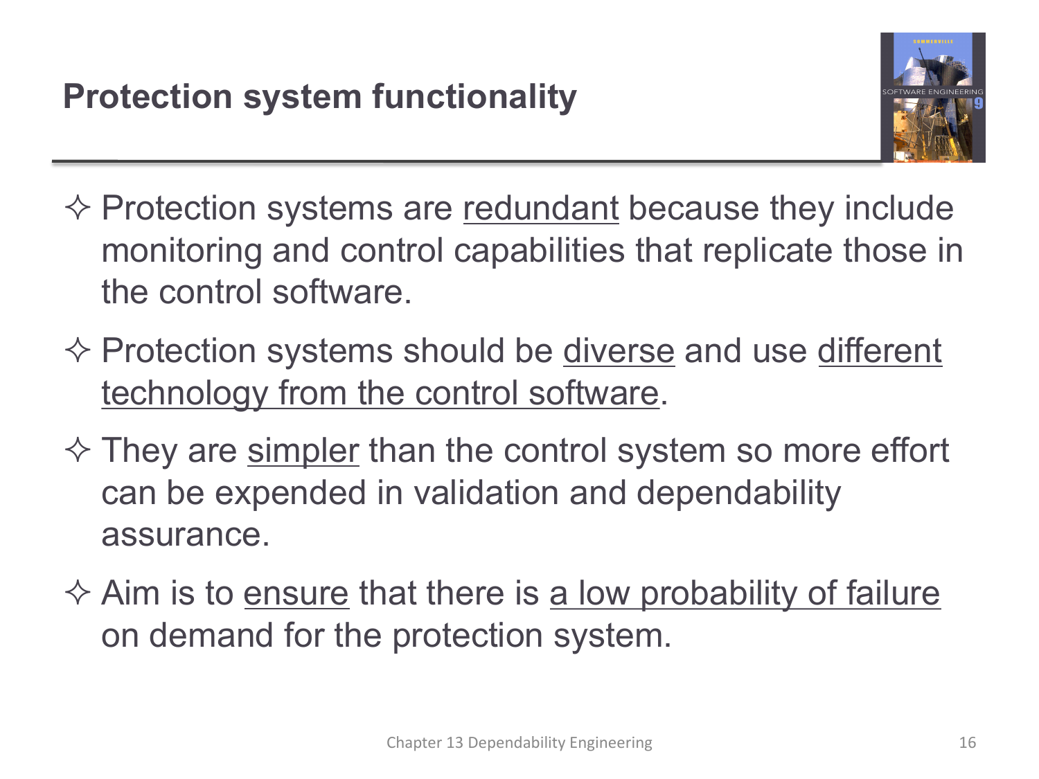# Protection system functionality

- Protection systems are redundant because they include monitoring and control capabilities that replicate those in the control software.
- Protection systems should be diverse and use different technology from the control software.
- They are simpler than the control system so more effort can be expended in validation and dependability assurance.
- Aim is to ensure that there is a low probability of failure on demand for the protection system.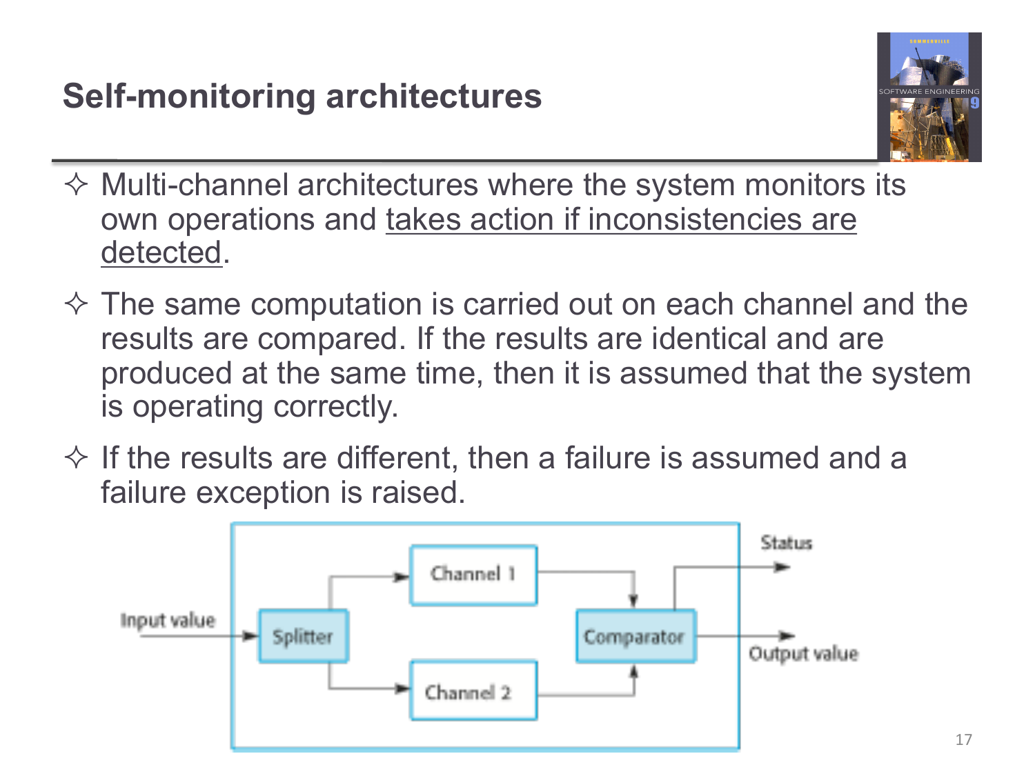# Self-monitoring architectures

- Multi-channel architectures where the system monitors its own operations and takes action if inconsistencies are detected.
- The same computation is carried out on each channel and the results are compared. If the results are identical and are produced at the same time, then it is assumed that the system is operating correctly.
- If the results are different, then a failure is assumed and a failure exception is raised.

Input value → Splitter → Channel 1 / Channel 2 → Comparator → Output value, Status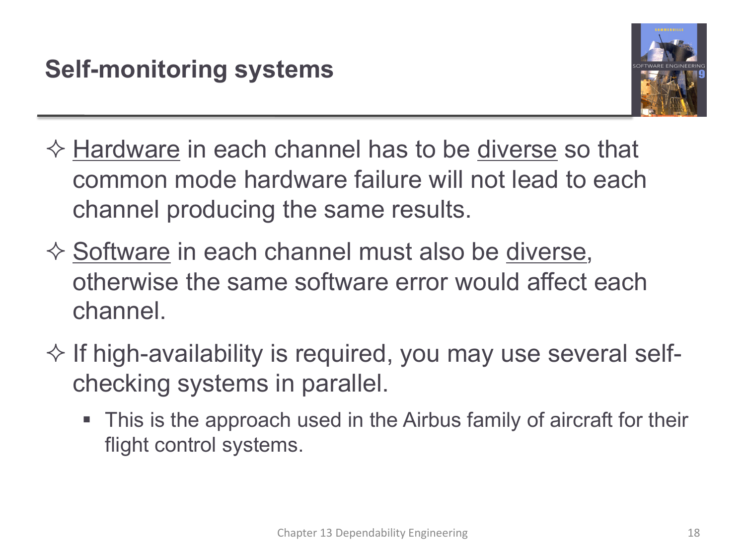# Self-monitoring systems

- Hardware in each channel has to be diverse so that common mode hardware failure will not lead to each channel producing the same results.
- Software in each channel must also be diverse, otherwise the same software error would affect each channel.
- If high-availability is required, you may use several self-checking systems in parallel.
  - This is the approach used in the Airbus family of aircraft for their flight control systems.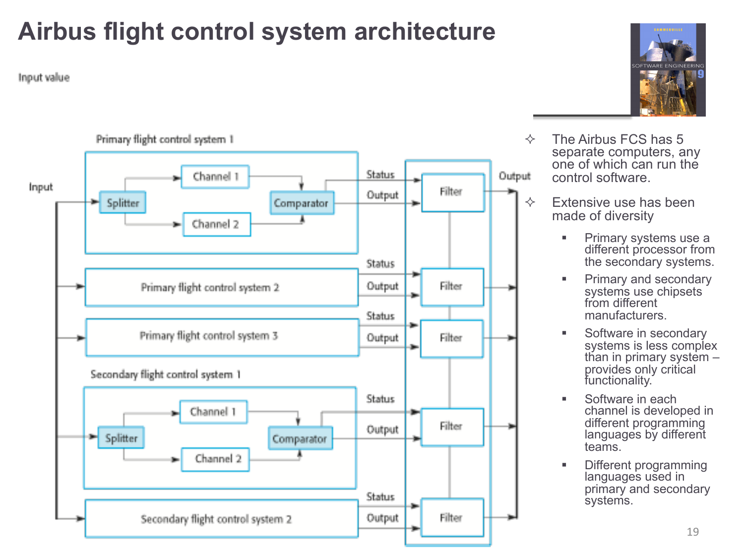# Airbus flight control system architecture

Input value

Primary flight control system 1

Input

Splitter

Channel 1

Channel 2

Comparator

Status

Output

Filter

Output

Primary flight control system 2

Status

Output

Filter

Primary flight control system 3

Status

Output

Filter

Secondary flight control system 1

Splitter

Channel 1

Channel 2

Comparator

Status

Output

Filter

Secondary flight control system 2

Status

Output

Filter

- The Airbus FCS has 5 separate computers, any one of which can run the control software.
- Extensive use has been made of diversity
  - Primary systems use a different processor from the secondary systems.
  - Primary and secondary systems use chipsets from different manufacturers.
  - Software in secondary systems is less complex than in primary system – provides only critical functionality.
  - Software in each channel is developed in different programming languages by different teams.
  - Different programming languages used in primary and secondary systems.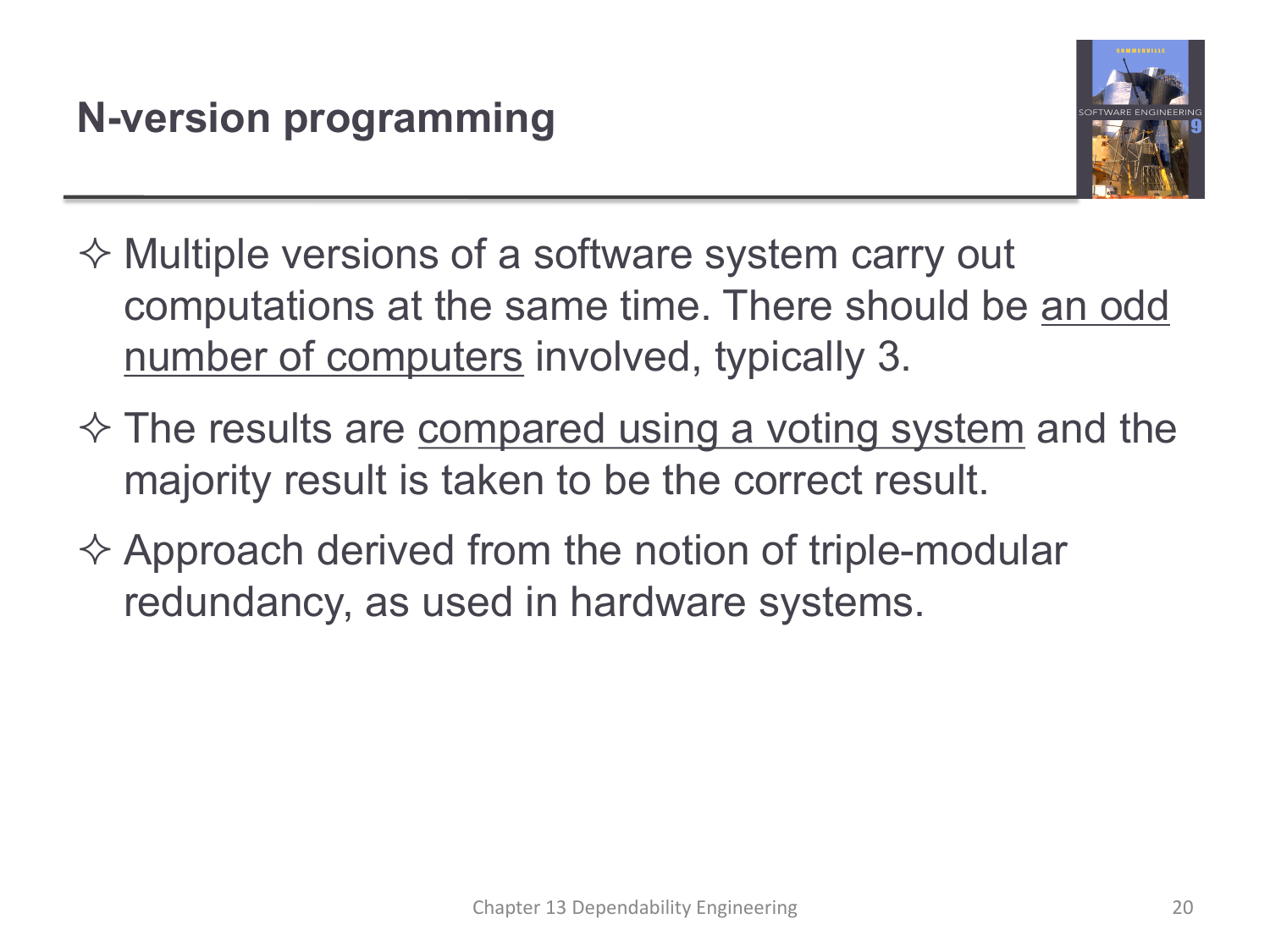## N-version programming

- Multiple versions of a software system carry out computations at the same time. There should be an odd number of computers involved, typically 3.
- The results are compared using a voting system and the majority result is taken to be the correct result.
- Approach derived from the notion of triple-modular redundancy, as used in hardware systems.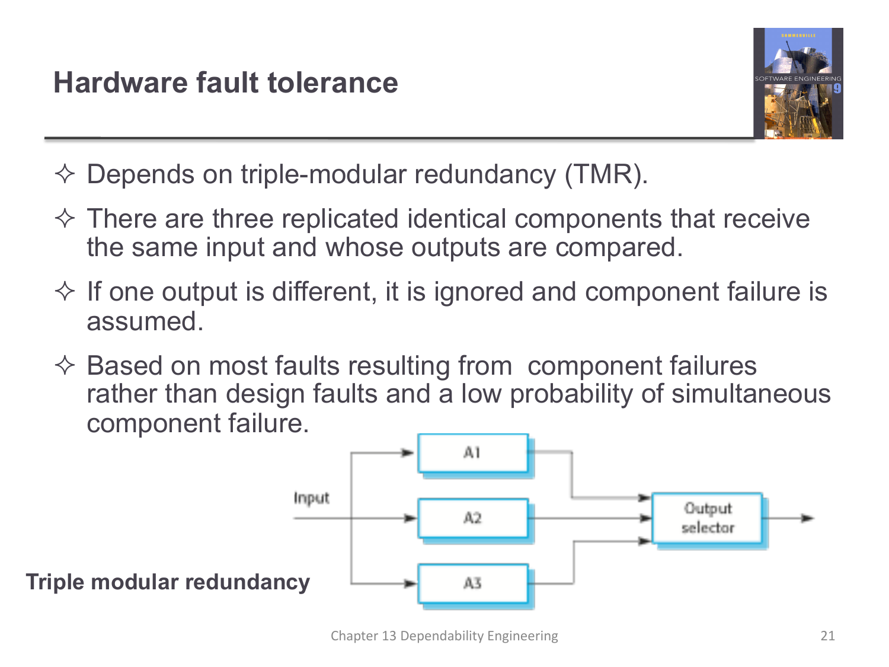# Hardware fault tolerance

- Depends on triple-modular redundancy (TMR).
- There are three replicated identical components that receive the same input and whose outputs are compared.
- If one output is different, it is ignored and component failure is assumed.
- Based on most faults resulting from component failures rather than design faults and a low probability of simultaneous component failure.

**Triple modular redundancy**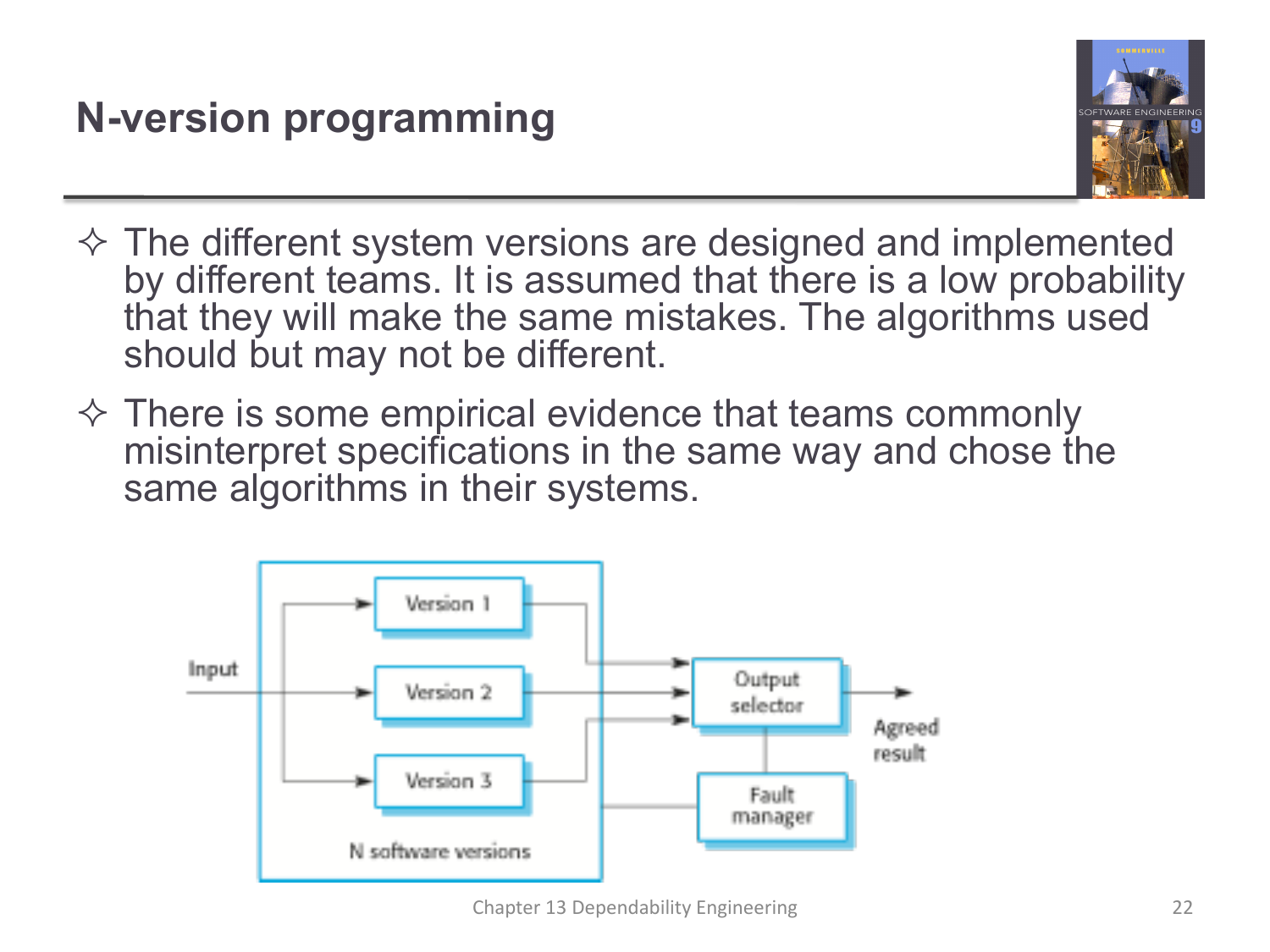# N-version programming

- The different system versions are designed and implemented by different teams. It is assumed that there is a low probability that they will make the same mistakes. The algorithms used should but may not be different.
- There is some empirical evidence that teams commonly misinterpret specifications in the same way and chose the same algorithms in their systems.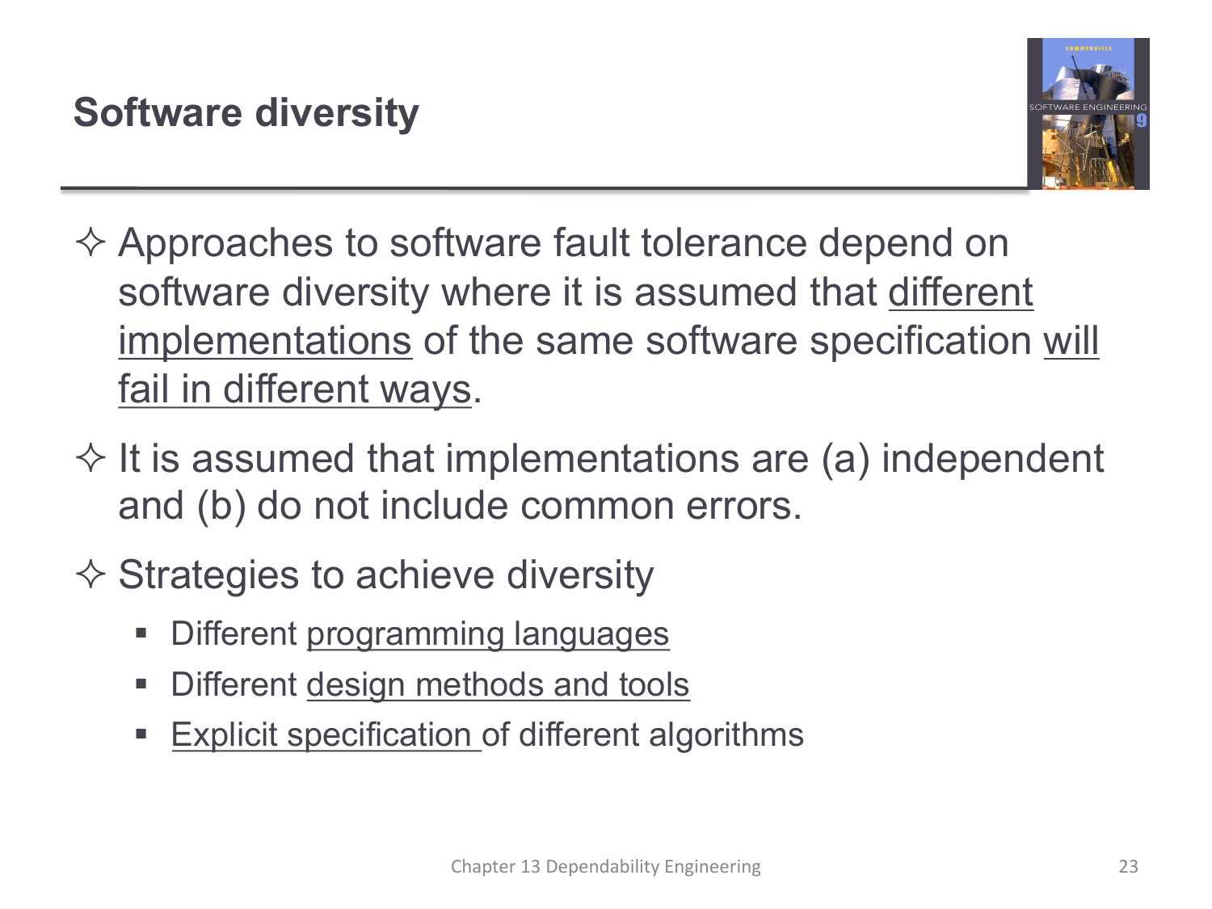# Software diversity

- Approaches to software fault tolerance depend on software diversity where it is assumed that <u>different implementations</u> of the same software specification <u>will fail in different ways</u>.
- It is assumed that implementations are (a) independent and (b) do not include common errors.
- Strategies to achieve diversity
  - Different <u>programming languages</u>
  - Different <u>design methods and tools</u>
  - <u>Explicit specification</u> of different algorithms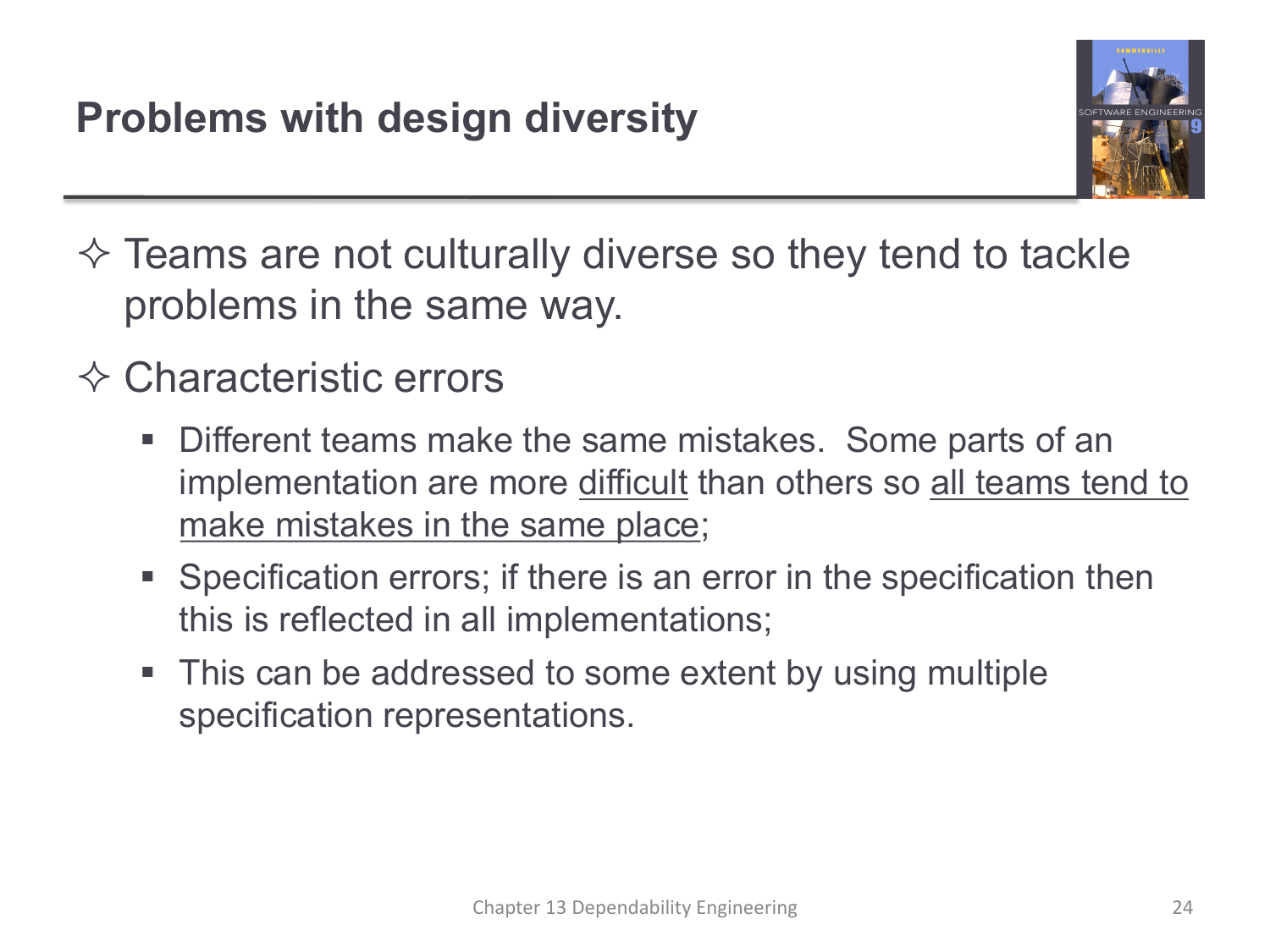# Problems with design diversity

- Teams are not culturally diverse so they tend to tackle problems in the same way.
- Characteristic errors
  - Different teams make the same mistakes. Some parts of an implementation are more <u>difficult</u> than others so <u>all teams tend to make mistakes in the same place</u>;
  - Specification errors; if there is an error in the specification then this is reflected in all implementations;
  - This can be addressed to some extent by using multiple specification representations.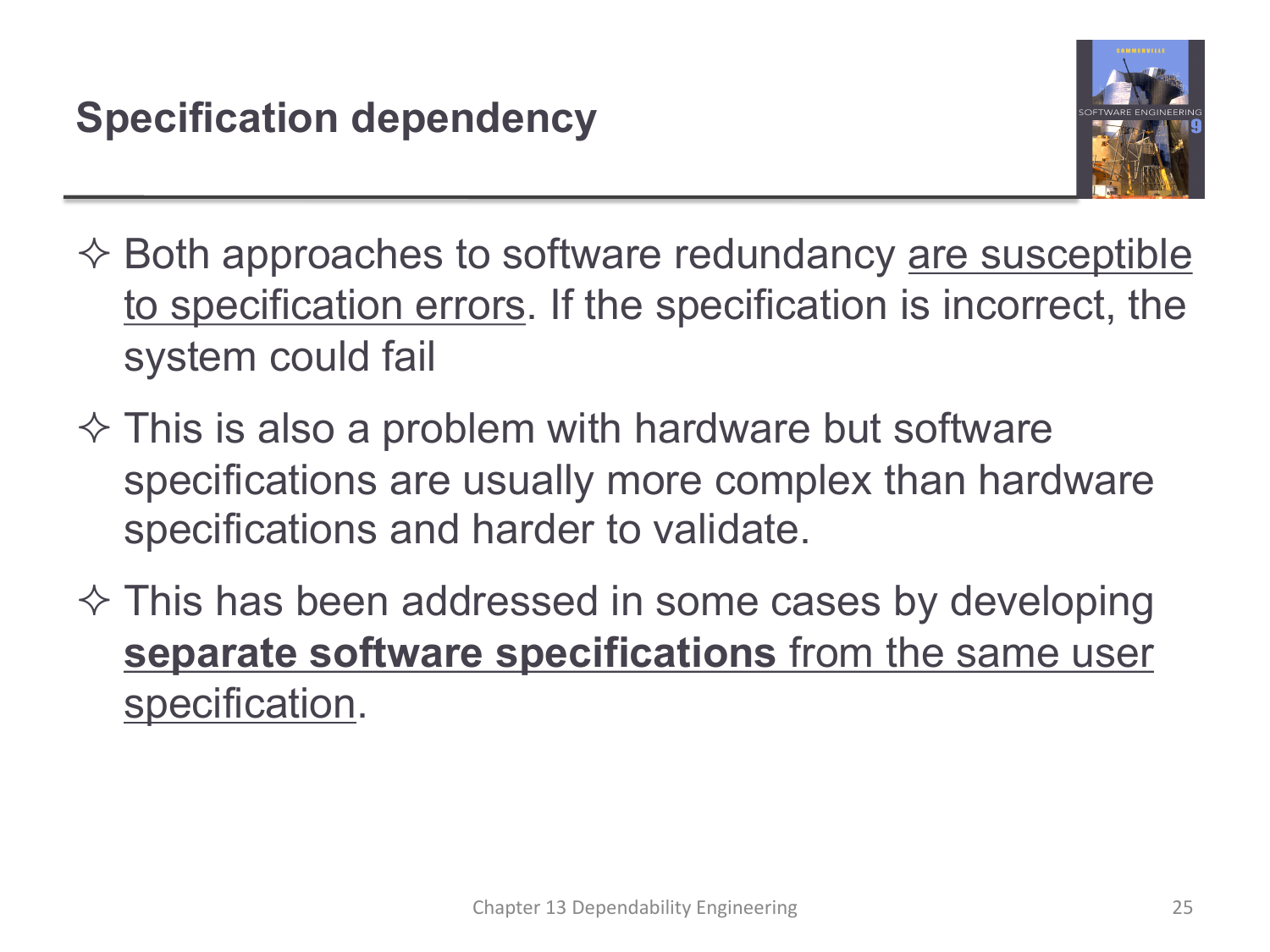# Specification dependency

- Both approaches to software redundancy are susceptible to specification errors. If the specification is incorrect, the system could fail
- This is also a problem with hardware but software specifications are usually more complex than hardware specifications and harder to validate.
- This has been addressed in some cases by developing **separate software specifications** from the same user specification.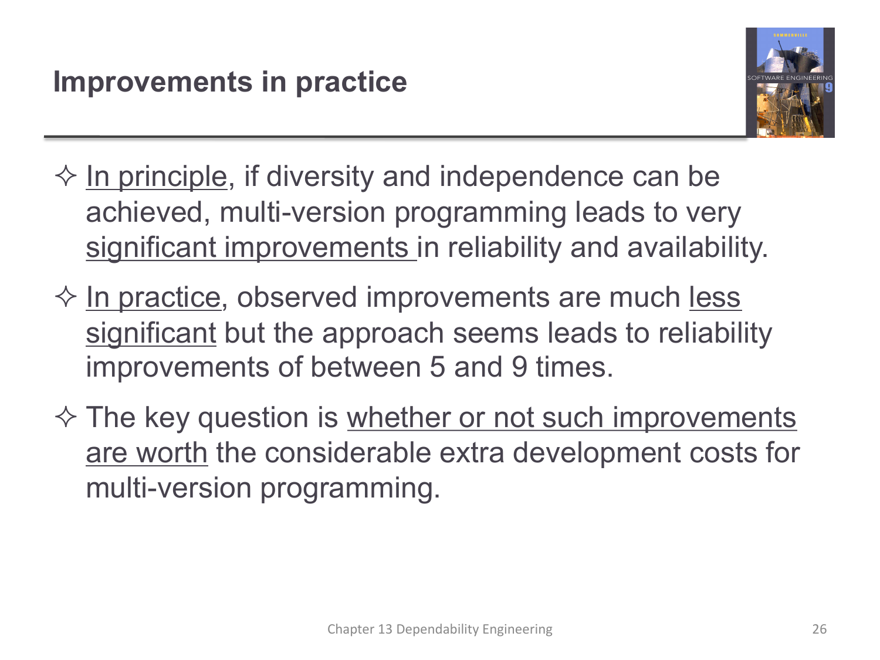## Improvements in practice

- In principle, if diversity and independence can be achieved, multi-version programming leads to very significant improvements in reliability and availability.
- In practice, observed improvements are much less significant but the approach seems leads to reliability improvements of between 5 and 9 times.
- The key question is whether or not such improvements are worth the considerable extra development costs for multi-version programming.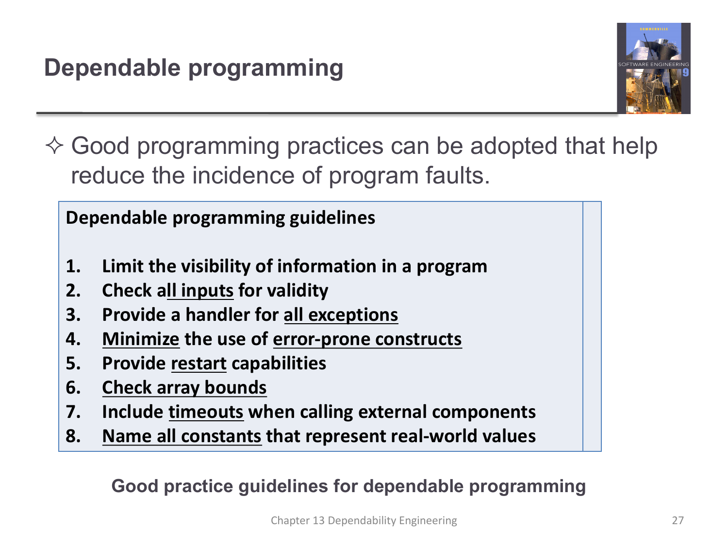# Dependable programming

✧ Good programming practices can be adopted that help reduce the incidence of program faults.

**Dependable programming guidelines**

1. **Limit the visibility of information in a program**
2. **Check all inputs for validity**
3. **Provide a handler for all exceptions**
4. **Minimize the use of error-prone constructs**
5. **Provide restart capabilities**
6. **Check array bounds**
7. **Include timeouts when calling external components**
8. **Name all constants that represent real-world values**

**Good practice guidelines for dependable programming**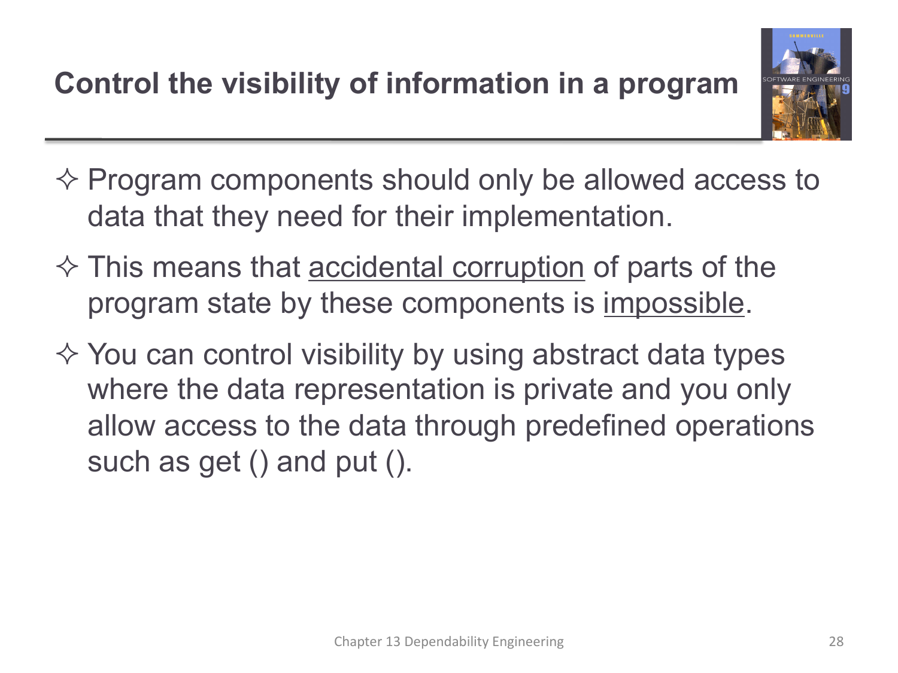# Control the visibility of information in a program

- Program components should only be allowed access to data that they need for their implementation.
- This means that <u>accidental corruption</u> of parts of the program state by these components is <u>impossible</u>.
- You can control visibility by using abstract data types where the data representation is private and you only allow access to the data through predefined operations such as get () and put ().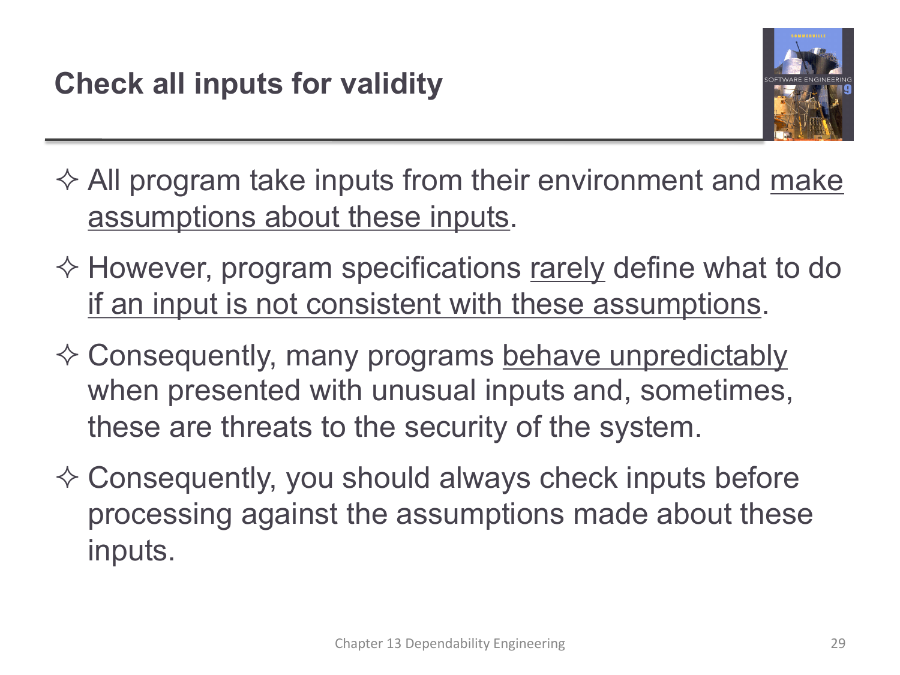## Check all inputs for validity

- All program take inputs from their environment and make assumptions about these inputs.
- However, program specifications rarely define what to do if an input is not consistent with these assumptions.
- Consequently, many programs behave unpredictably when presented with unusual inputs and, sometimes, these are threats to the security of the system.
- Consequently, you should always check inputs before processing against the assumptions made about these inputs.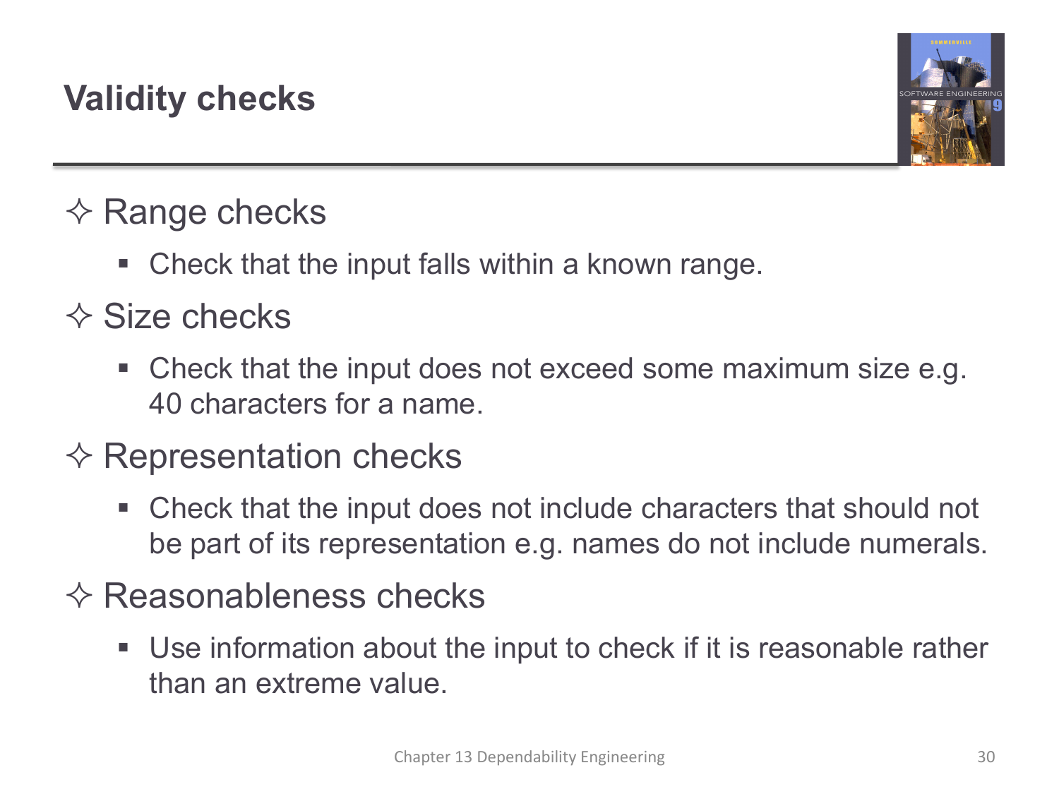# Validity checks

- Range checks
  - Check that the input falls within a known range.
- Size checks
  - Check that the input does not exceed some maximum size e.g. 40 characters for a name.
- Representation checks
  - Check that the input does not include characters that should not be part of its representation e.g. names do not include numerals.
- Reasonableness checks
  - Use information about the input to check if it is reasonable rather than an extreme value.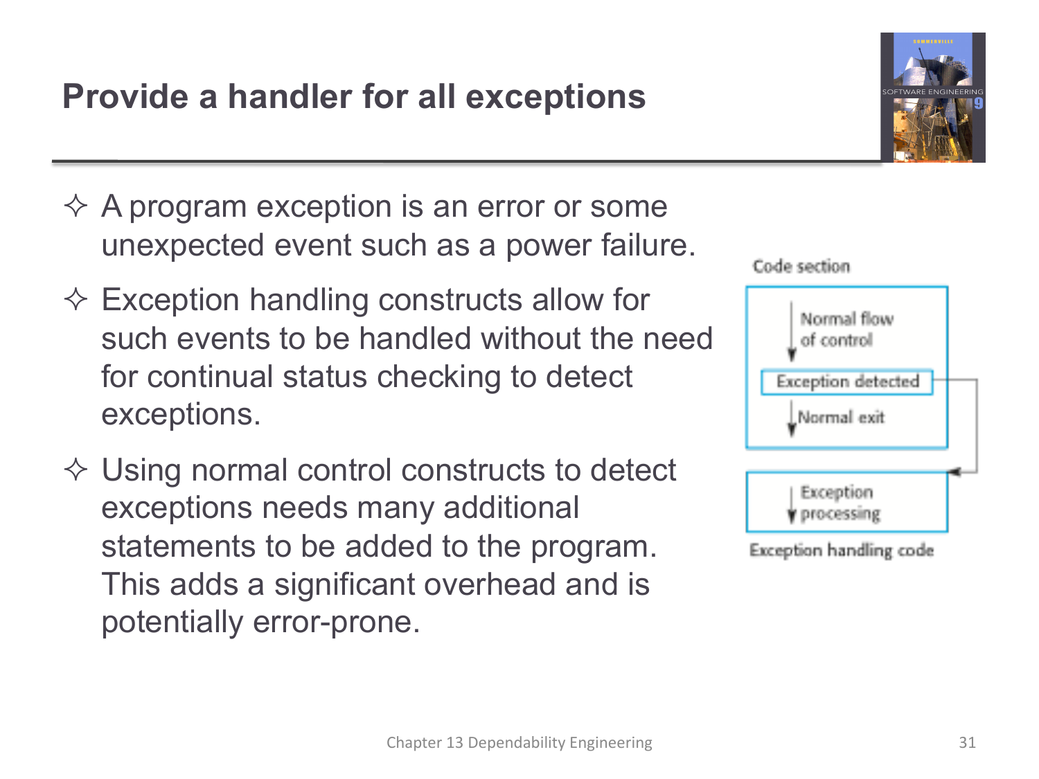# Provide a handler for all exceptions

- A program exception is an error or some unexpected event such as a power failure.
- Exception handling constructs allow for such events to be handled without the need for continual status checking to detect exceptions.
- Using normal control constructs to detect exceptions needs many additional statements to be added to the program. This adds a significant overhead and is potentially error-prone.

Code section

Normal flow of control

Exception detected

Normal exit

Exception processing

Exception handling code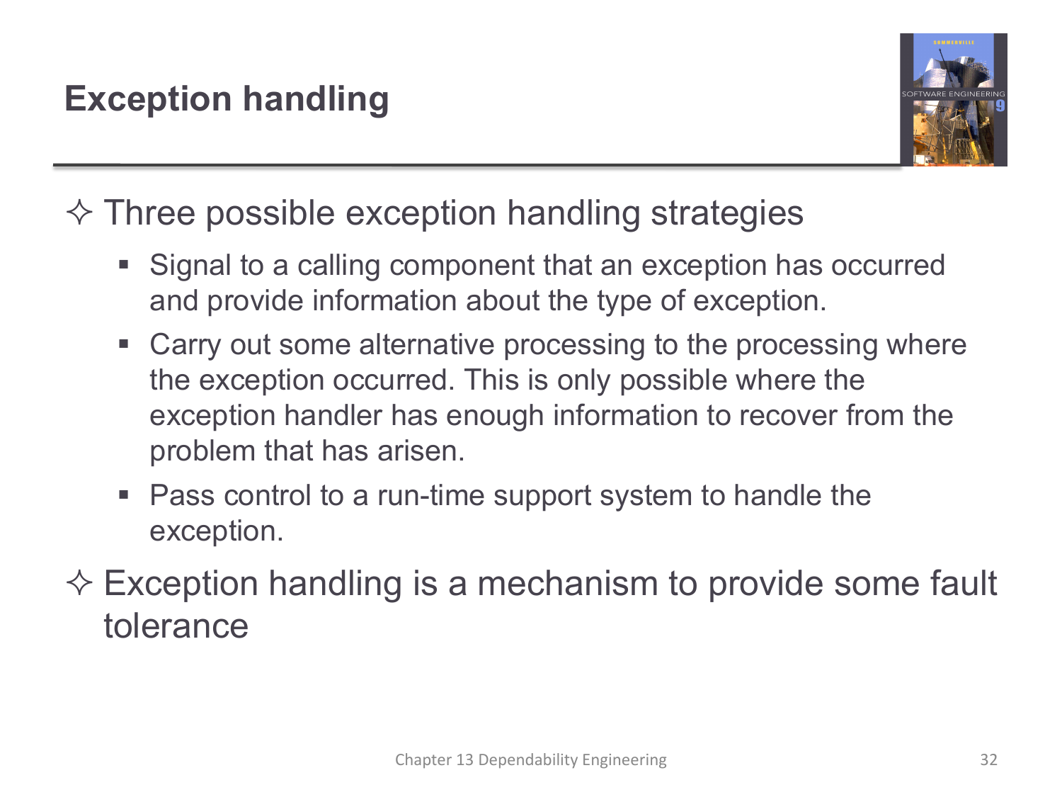# Exception handling

- Three possible exception handling strategies
  - Signal to a calling component that an exception has occurred and provide information about the type of exception.
  - Carry out some alternative processing to the processing where the exception occurred. This is only possible where the exception handler has enough information to recover from the problem that has arisen.
  - Pass control to a run-time support system to handle the exception.
- Exception handling is a mechanism to provide some fault tolerance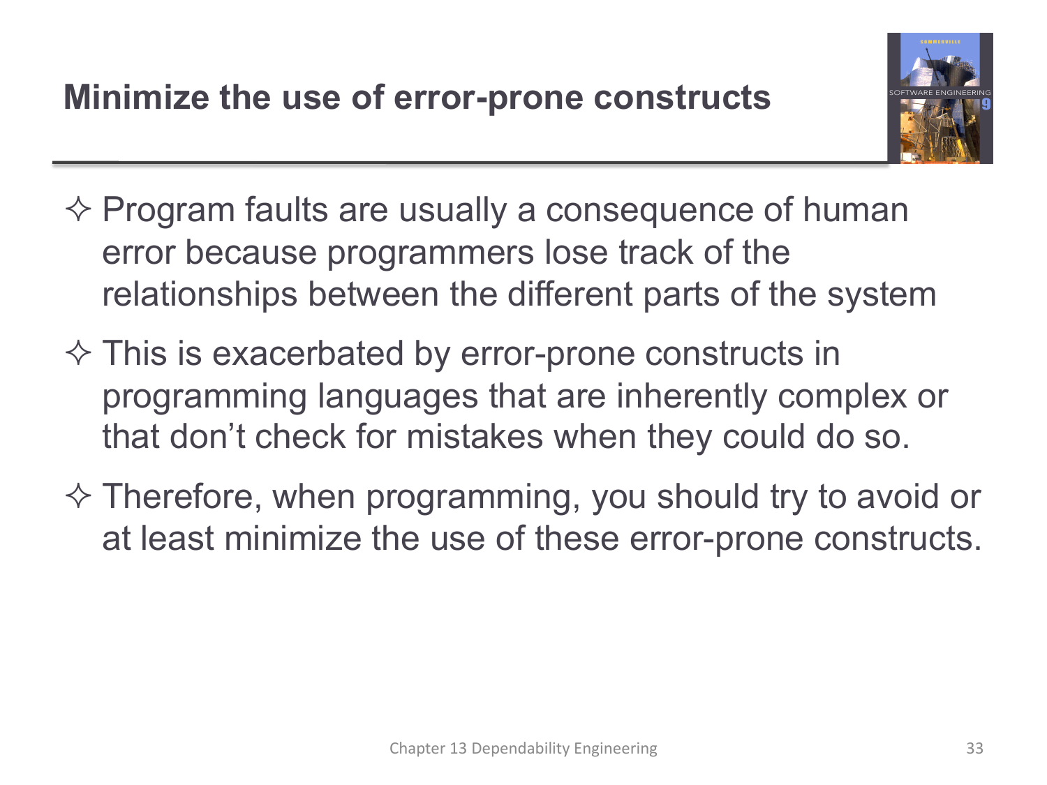# Minimize the use of error-prone constructs

- Program faults are usually a consequence of human error because programmers lose track of the relationships between the different parts of the system
- This is exacerbated by error-prone constructs in programming languages that are inherently complex or that don't check for mistakes when they could do so.
- Therefore, when programming, you should try to avoid or at least minimize the use of these error-prone constructs.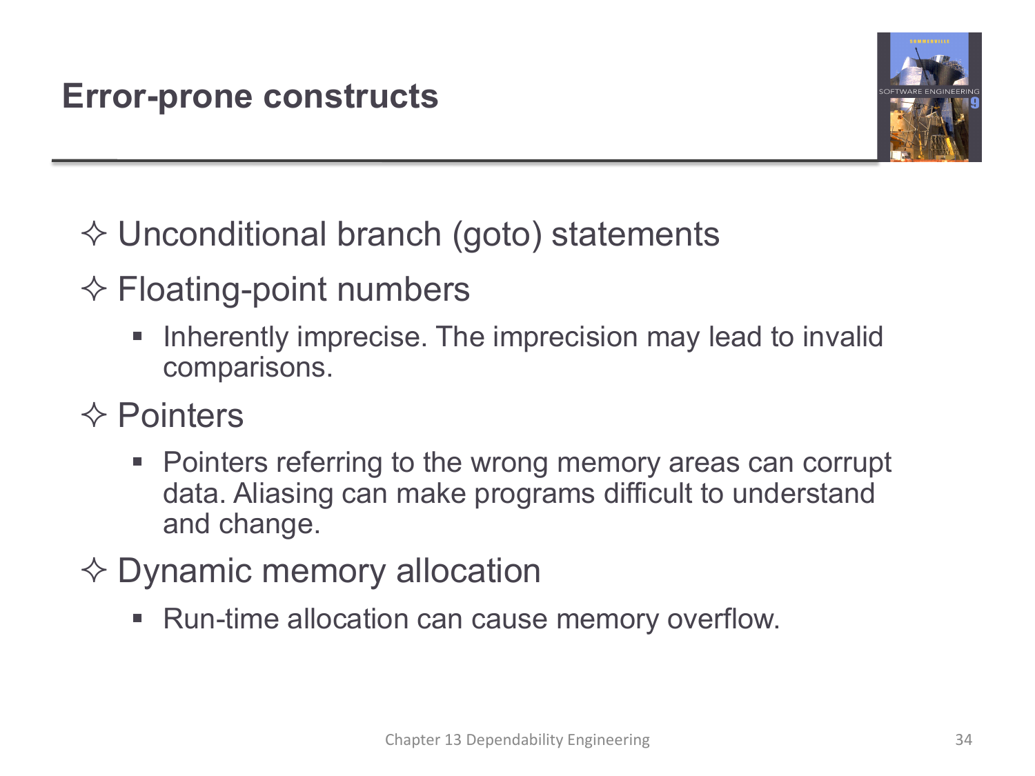## Error-prone constructs

- Unconditional branch (goto) statements
- Floating-point numbers
  - Inherently imprecise. The imprecision may lead to invalid comparisons.
- Pointers
  - Pointers referring to the wrong memory areas can corrupt data. Aliasing can make programs difficult to understand and change.
- Dynamic memory allocation
  - Run-time allocation can cause memory overflow.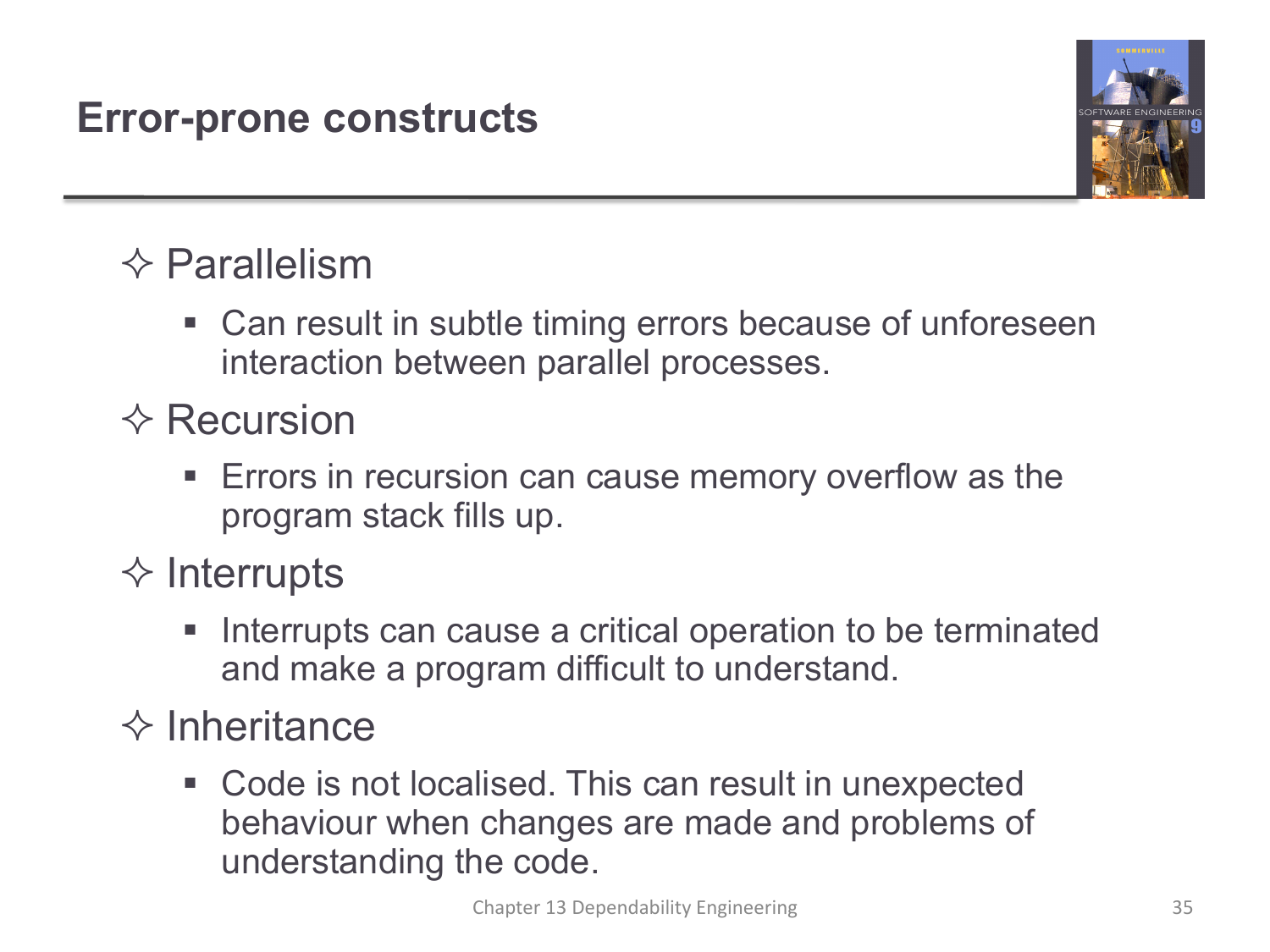# Error-prone constructs

- Parallelism
  - Can result in subtle timing errors because of unforeseen interaction between parallel processes.
- Recursion
  - Errors in recursion can cause memory overflow as the program stack fills up.
- Interrupts
  - Interrupts can cause a critical operation to be terminated and make a program difficult to understand.
- Inheritance
  - Code is not localised. This can result in unexpected behaviour when changes are made and problems of understanding the code.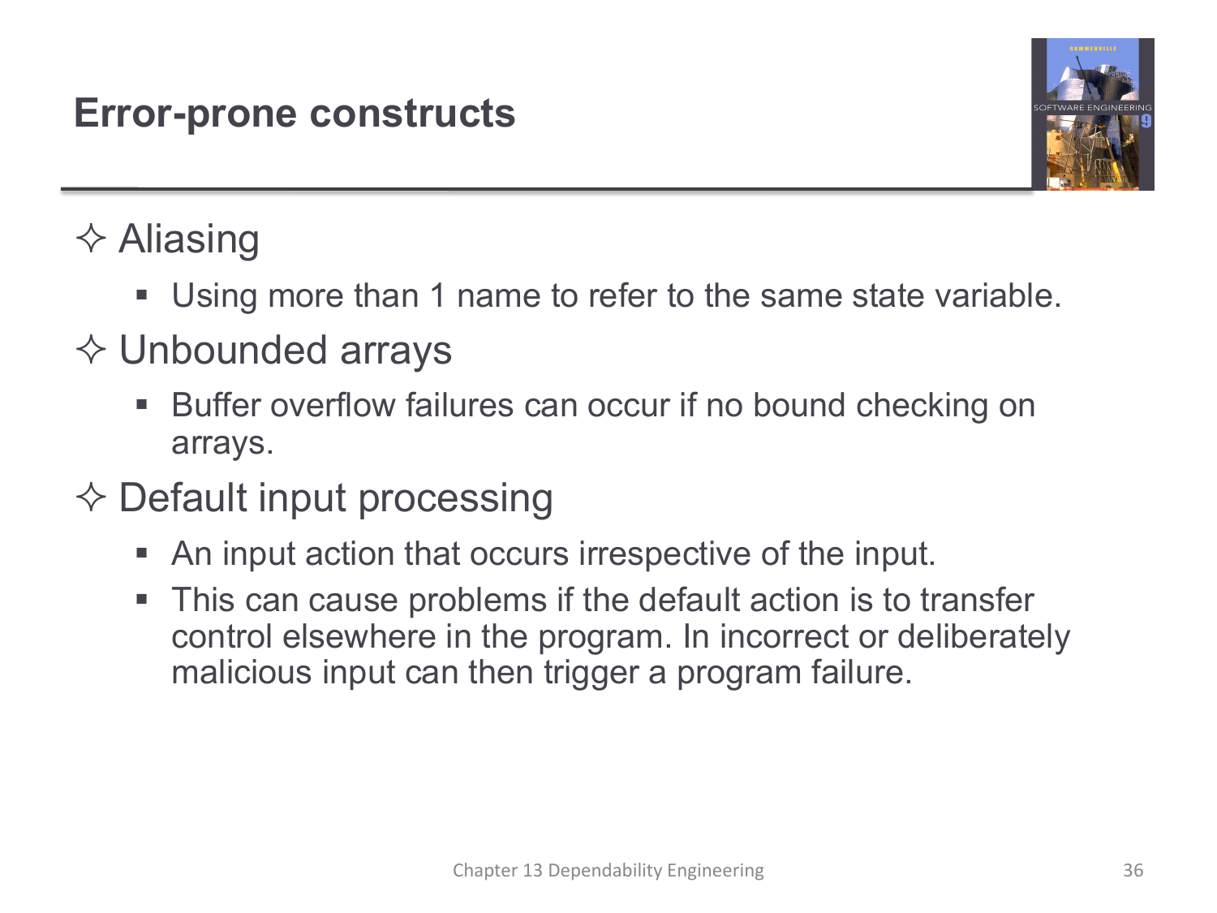# Error-prone constructs

- Aliasing
  - Using more than 1 name to refer to the same state variable.
- Unbounded arrays
  - Buffer overflow failures can occur if no bound checking on arrays.
- Default input processing
  - An input action that occurs irrespective of the input.
  - This can cause problems if the default action is to transfer control elsewhere in the program. In incorrect or deliberately malicious input can then trigger a program failure.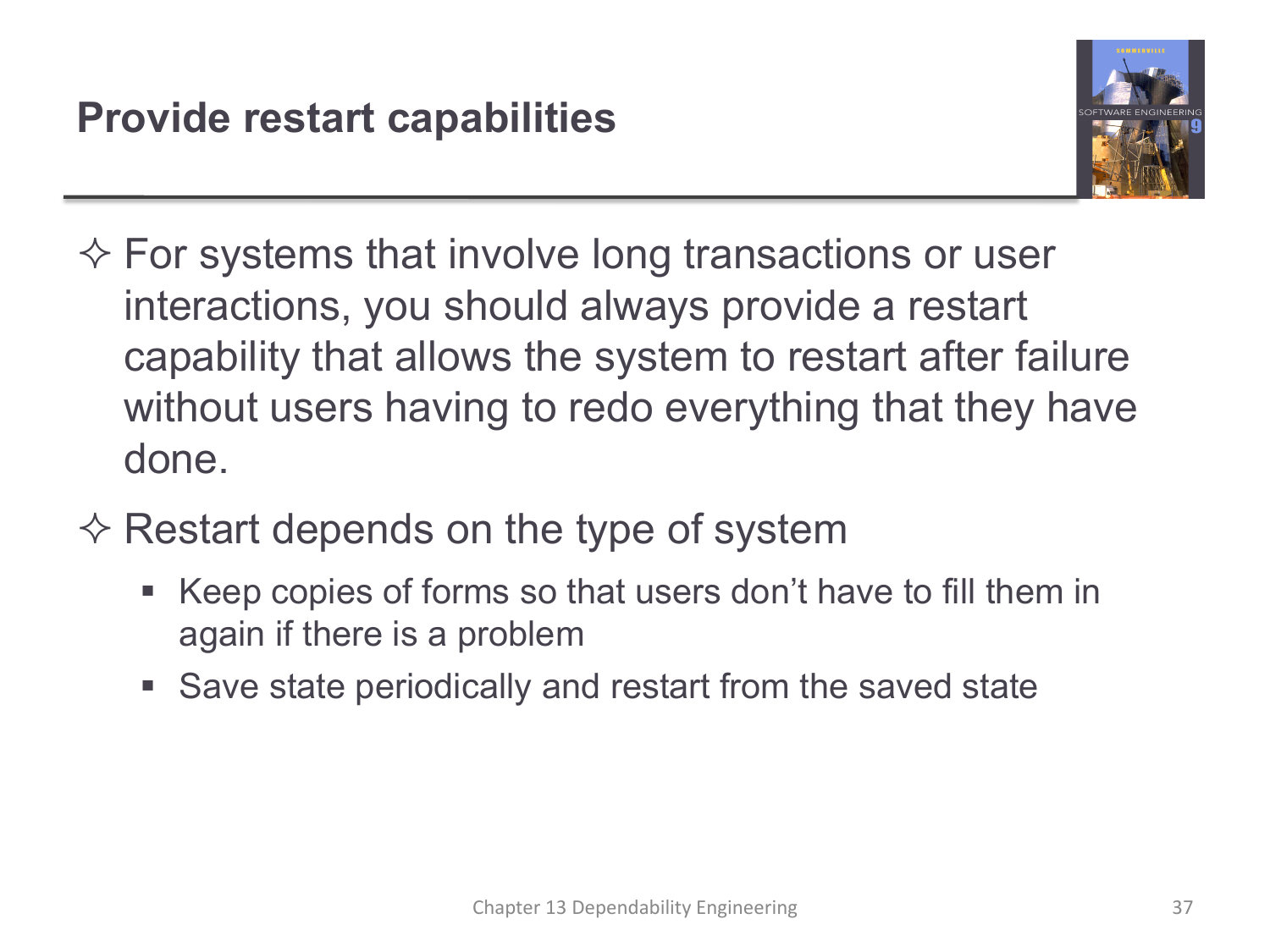## Provide restart capabilities

- For systems that involve long transactions or user interactions, you should always provide a restart capability that allows the system to restart after failure without users having to redo everything that they have done.
- Restart depends on the type of system
  - Keep copies of forms so that users don't have to fill them in again if there is a problem
  - Save state periodically and restart from the saved state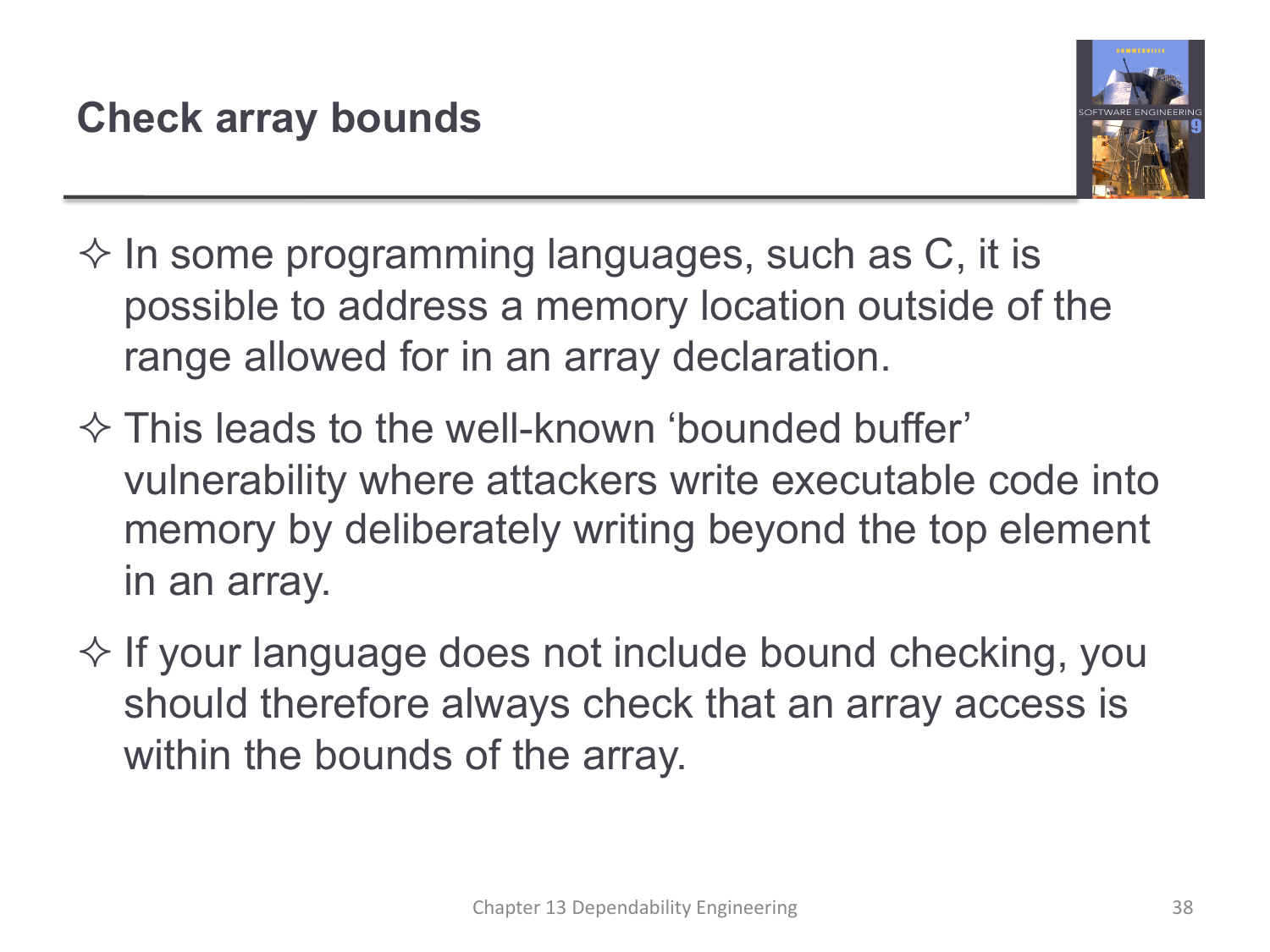# Check array bounds

- In some programming languages, such as C, it is possible to address a memory location outside of the range allowed for in an array declaration.
- This leads to the well-known 'bounded buffer' vulnerability where attackers write executable code into memory by deliberately writing beyond the top element in an array.
- If your language does not include bound checking, you should therefore always check that an array access is within the bounds of the array.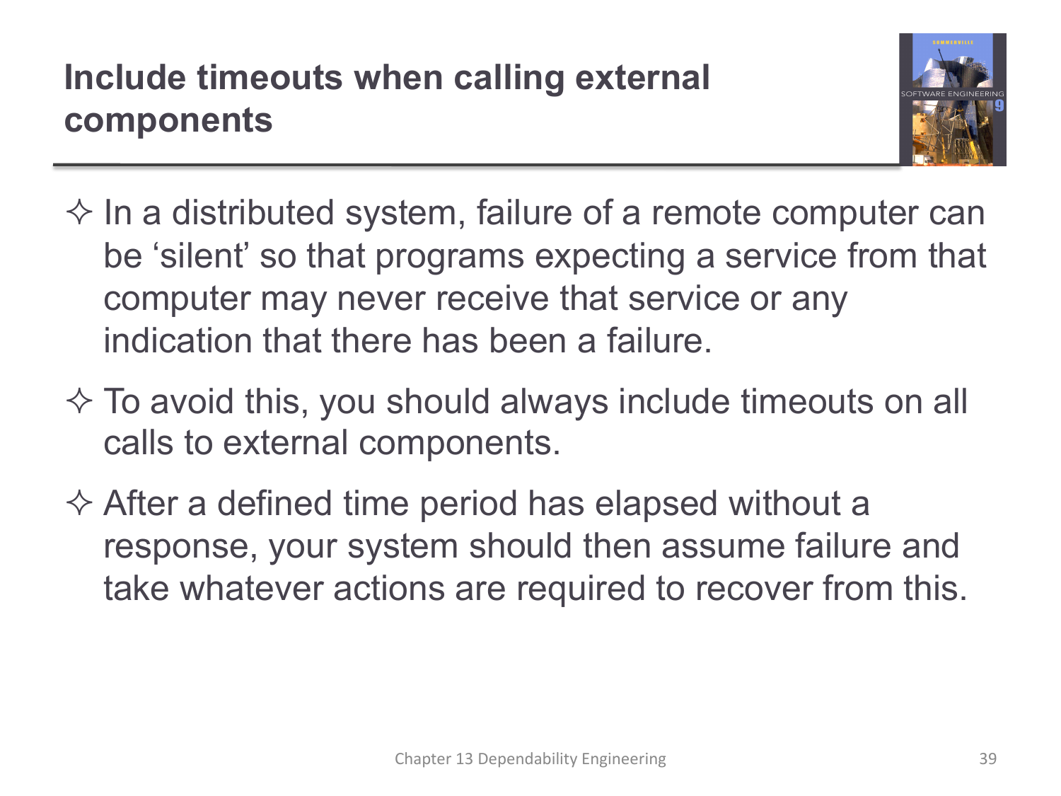## Include timeouts when calling external components

- In a distributed system, failure of a remote computer can be 'silent' so that programs expecting a service from that computer may never receive that service or any indication that there has been a failure.
- To avoid this, you should always include timeouts on all calls to external components.
- After a defined time period has elapsed without a response, your system should then assume failure and take whatever actions are required to recover from this.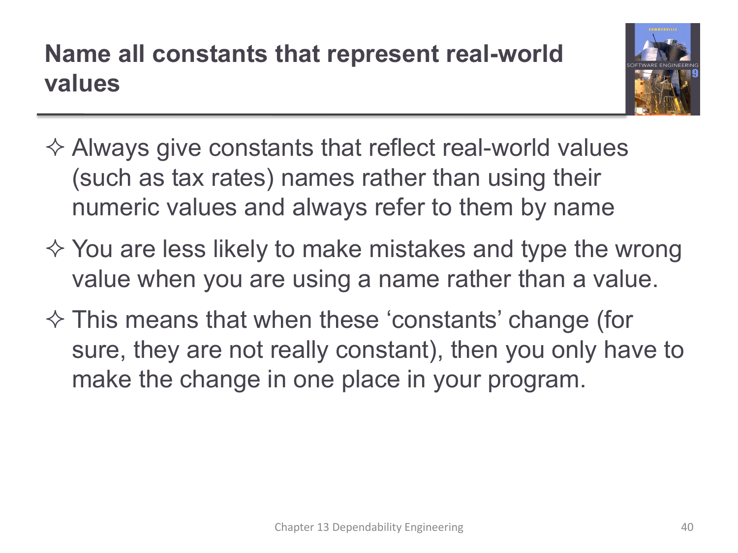# Name all constants that represent real-world values

- Always give constants that reflect real-world values (such as tax rates) names rather than using their numeric values and always refer to them by name
- You are less likely to make mistakes and type the wrong value when you are using a name rather than a value.
- This means that when these 'constants' change (for sure, they are not really constant), then you only have to make the change in one place in your program.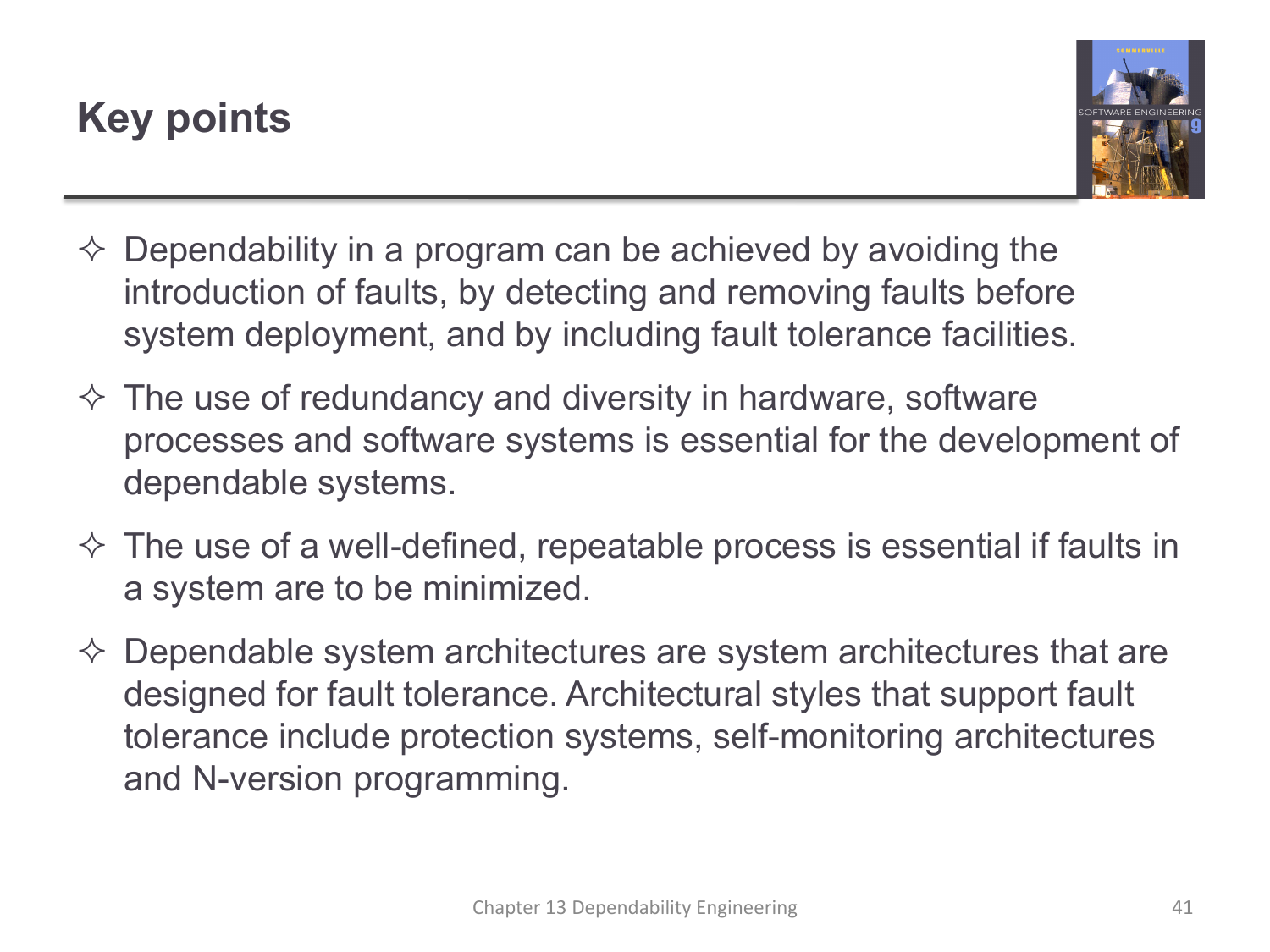## Key points

- Dependability in a program can be achieved by avoiding the introduction of faults, by detecting and removing faults before system deployment, and by including fault tolerance facilities.
- The use of redundancy and diversity in hardware, software processes and software systems is essential for the development of dependable systems.
- The use of a well-defined, repeatable process is essential if faults in a system are to be minimized.
- Dependable system architectures are system architectures that are designed for fault tolerance. Architectural styles that support fault tolerance include protection systems, self-monitoring architectures and N-version programming.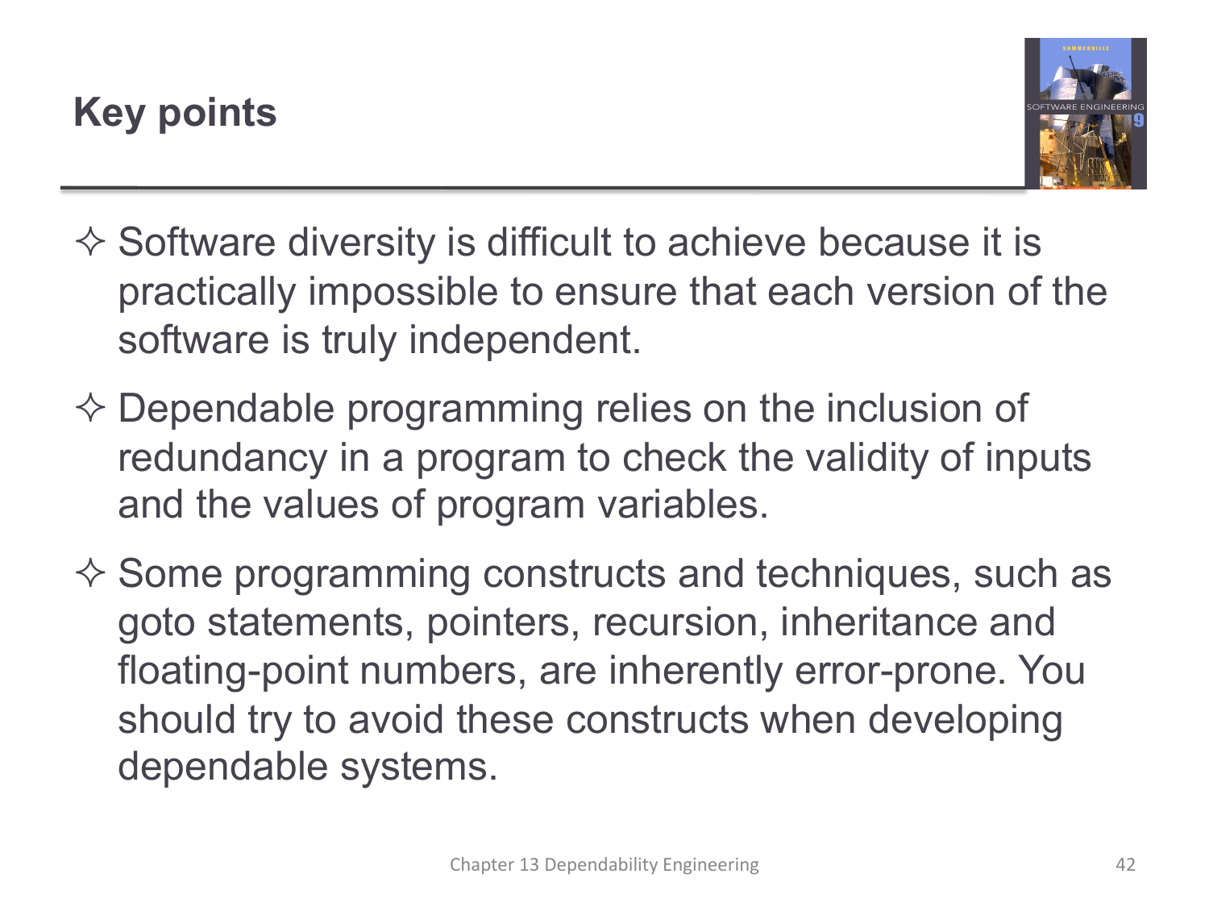## Key points

- Software diversity is difficult to achieve because it is practically impossible to ensure that each version of the software is truly independent.
- Dependable programming relies on the inclusion of redundancy in a program to check the validity of inputs and the values of program variables.
- Some programming constructs and techniques, such as goto statements, pointers, recursion, inheritance and floating-point numbers, are inherently error-prone. You should try to avoid these constructs when developing dependable systems.